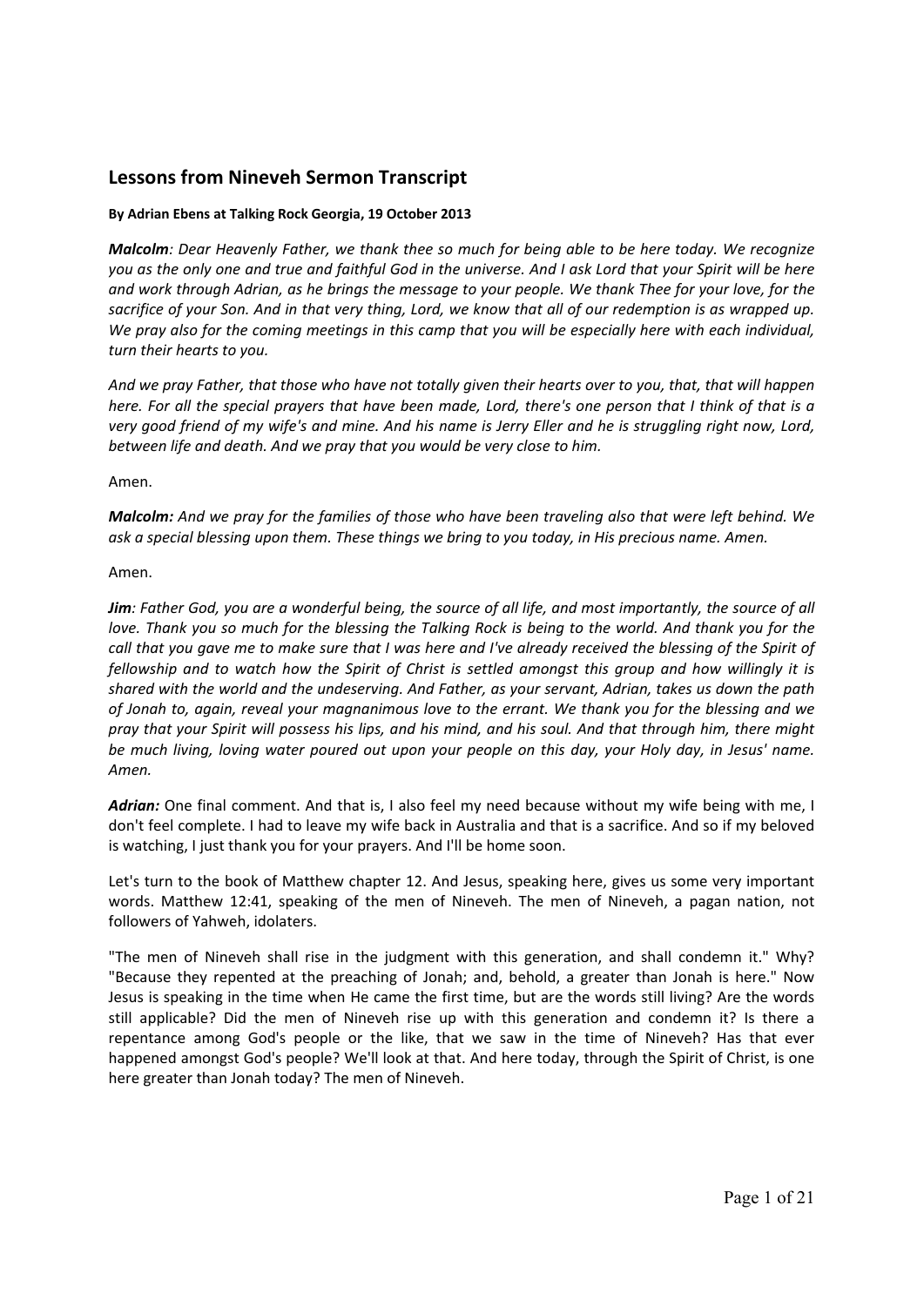## Lessons from Nineveh Sermon Transcript

**By Adrian Ebens at Talking Rock Georgia, 19 October 2013**

***Malcolm**: Dear Heavenly Father, we thank thee so much for being able to be here today. We recognize you as the only one and true and faithful God in the universe. And I ask Lord that your Spirit will be here and work through Adrian, as he brings the message to your people. We thank Thee for your love, for the sacrifice of your Son. And in that very thing, Lord, we know that all of our redemption is as wrapped up. We pray also for the coming meetings in this camp that you will be especially here with each individual, turn their hearts to you.*

*And we pray Father, that those who have not totally given their hearts over to you, that, that will happen here. For all the special prayers that have been made, Lord, there's one person that I think of that is a very good friend of my wife's and mine. And his name is Jerry Eller and he is struggling right now, Lord, between life and death. And we pray that you would be very close to him.*

Amen.

***Malcolm:** And we pray for the families of those who have been traveling also that were left behind. We ask a special blessing upon them. These things we bring to you today, in His precious name. Amen.*

Amen.

***Jim**: Father God, you are a wonderful being, the source of all life, and most importantly, the source of all love. Thank you so much for the blessing the Talking Rock is being to the world. And thank you for the call that you gave me to make sure that I was here and I've already received the blessing of the Spirit of fellowship and to watch how the Spirit of Christ is settled amongst this group and how willingly it is shared with the world and the undeserving. And Father, as your servant, Adrian, takes us down the path of Jonah to, again, reveal your magnanimous love to the errant. We thank you for the blessing and we pray that your Spirit will possess his lips, and his mind, and his soul. And that through him, there might be much living, loving water poured out upon your people on this day, your Holy day, in Jesus' name. Amen.*

***Adrian:*** One final comment. And that is, I also feel my need because without my wife being with me, I don't feel complete. I had to leave my wife back in Australia and that is a sacrifice. And so if my beloved is watching, I just thank you for your prayers. And I'll be home soon.

Let's turn to the book of Matthew chapter 12. And Jesus, speaking here, gives us some very important words. Matthew 12:41, speaking of the men of Nineveh. The men of Nineveh, a pagan nation, not followers of Yahweh, idolaters.

"The men of Nineveh shall rise in the judgment with this generation, and shall condemn it." Why? "Because they repented at the preaching of Jonah; and, behold, a greater than Jonah is here." Now Jesus is speaking in the time when He came the first time, but are the words still living? Are the words still applicable? Did the men of Nineveh rise up with this generation and condemn it? Is there a repentance among God's people or the like, that we saw in the time of Nineveh? Has that ever happened amongst God's people? We'll look at that. And here today, through the Spirit of Christ, is one here greater than Jonah today? The men of Nineveh.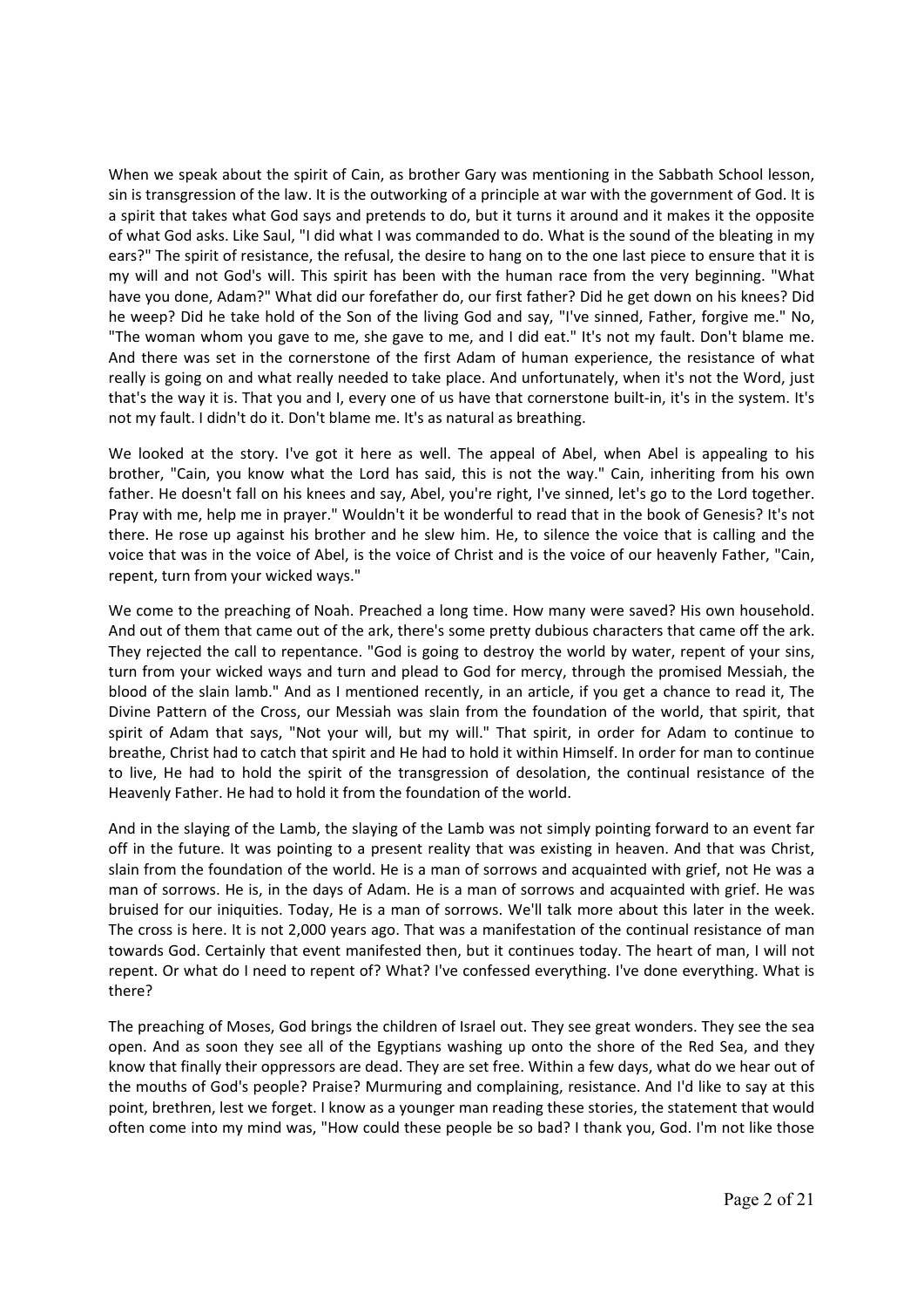When we speak about the spirit of Cain, as brother Gary was mentioning in the Sabbath School lesson, sin is transgression of the law. It is the outworking of a principle at war with the government of God. It is a spirit that takes what God says and pretends to do, but it turns it around and it makes it the opposite of what God asks. Like Saul, "I did what I was commanded to do. What is the sound of the bleating in my ears?" The spirit of resistance, the refusal, the desire to hang on to the one last piece to ensure that it is my will and not God's will. This spirit has been with the human race from the very beginning. "What have you done, Adam?" What did our forefather do, our first father? Did he get down on his knees? Did he weep? Did he take hold of the Son of the living God and say, "I've sinned, Father, forgive me." No, "The woman whom you gave to me, she gave to me, and I did eat." It's not my fault. Don't blame me. And there was set in the cornerstone of the first Adam of human experience, the resistance of what really is going on and what really needed to take place. And unfortunately, when it's not the Word, just that's the way it is. That you and I, every one of us have that cornerstone built-in, it's in the system. It's not my fault. I didn't do it. Don't blame me. It's as natural as breathing.

We looked at the story. I've got it here as well. The appeal of Abel, when Abel is appealing to his brother, "Cain, you know what the Lord has said, this is not the way." Cain, inheriting from his own father. He doesn't fall on his knees and say, Abel, you're right, I've sinned, let's go to the Lord together. Pray with me, help me in prayer." Wouldn't it be wonderful to read that in the book of Genesis? It's not there. He rose up against his brother and he slew him. He, to silence the voice that is calling and the voice that was in the voice of Abel, is the voice of Christ and is the voice of our heavenly Father, "Cain, repent, turn from your wicked ways."

We come to the preaching of Noah. Preached a long time. How many were saved? His own household. And out of them that came out of the ark, there's some pretty dubious characters that came off the ark. They rejected the call to repentance. "God is going to destroy the world by water, repent of your sins, turn from your wicked ways and turn and plead to God for mercy, through the promised Messiah, the blood of the slain lamb." And as I mentioned recently, in an article, if you get a chance to read it, The Divine Pattern of the Cross, our Messiah was slain from the foundation of the world, that spirit, that spirit of Adam that says, "Not your will, but my will." That spirit, in order for Adam to continue to breathe, Christ had to catch that spirit and He had to hold it within Himself. In order for man to continue to live, He had to hold the spirit of the transgression of desolation, the continual resistance of the Heavenly Father. He had to hold it from the foundation of the world.

And in the slaying of the Lamb, the slaying of the Lamb was not simply pointing forward to an event far off in the future. It was pointing to a present reality that was existing in heaven. And that was Christ, slain from the foundation of the world. He is a man of sorrows and acquainted with grief, not He was a man of sorrows. He is, in the days of Adam. He is a man of sorrows and acquainted with grief. He was bruised for our iniquities. Today, He is a man of sorrows. We'll talk more about this later in the week. The cross is here. It is not 2,000 years ago. That was a manifestation of the continual resistance of man towards God. Certainly that event manifested then, but it continues today. The heart of man, I will not repent. Or what do I need to repent of? What? I've confessed everything. I've done everything. What is there?

The preaching of Moses, God brings the children of Israel out. They see great wonders. They see the sea open. And as soon they see all of the Egyptians washing up onto the shore of the Red Sea, and they know that finally their oppressors are dead. They are set free. Within a few days, what do we hear out of the mouths of God's people? Praise? Murmuring and complaining, resistance. And I'd like to say at this point, brethren, lest we forget. I know as a younger man reading these stories, the statement that would often come into my mind was, "How could these people be so bad? I thank you, God. I'm not like those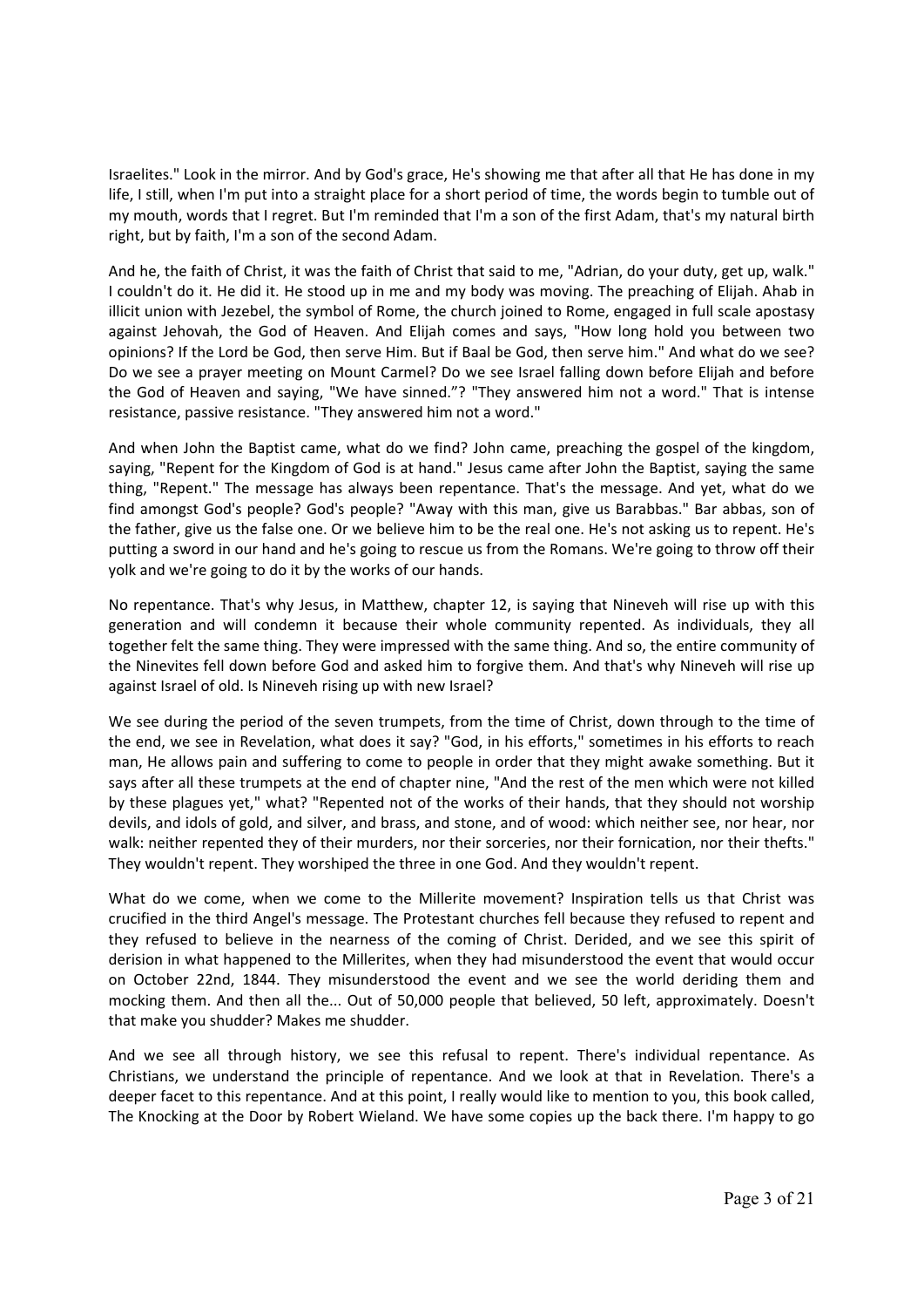Israelites." Look in the mirror. And by God's grace, He's showing me that after all that He has done in my life, I still, when I'm put into a straight place for a short period of time, the words begin to tumble out of my mouth, words that I regret. But I'm reminded that I'm a son of the first Adam, that's my natural birth right, but by faith, I'm a son of the second Adam.

And he, the faith of Christ, it was the faith of Christ that said to me, "Adrian, do your duty, get up, walk." I couldn't do it. He did it. He stood up in me and my body was moving. The preaching of Elijah. Ahab in illicit union with Jezebel, the symbol of Rome, the church joined to Rome, engaged in full scale apostasy against Jehovah, the God of Heaven. And Elijah comes and says, "How long hold you between two opinions? If the Lord be God, then serve Him. But if Baal be God, then serve him." And what do we see? Do we see a prayer meeting on Mount Carmel? Do we see Israel falling down before Elijah and before the God of Heaven and saying, "We have sinned."? "They answered him not a word." That is intense resistance, passive resistance. "They answered him not a word."

And when John the Baptist came, what do we find? John came, preaching the gospel of the kingdom, saying, "Repent for the Kingdom of God is at hand." Jesus came after John the Baptist, saying the same thing, "Repent." The message has always been repentance. That's the message. And yet, what do we find amongst God's people? God's people? "Away with this man, give us Barabbas." Bar abbas, son of the father, give us the false one. Or we believe him to be the real one. He's not asking us to repent. He's putting a sword in our hand and he's going to rescue us from the Romans. We're going to throw off their yolk and we're going to do it by the works of our hands.

No repentance. That's why Jesus, in Matthew, chapter 12, is saying that Nineveh will rise up with this generation and will condemn it because their whole community repented. As individuals, they all together felt the same thing. They were impressed with the same thing. And so, the entire community of the Ninevites fell down before God and asked him to forgive them. And that's why Nineveh will rise up against Israel of old. Is Nineveh rising up with new Israel?

We see during the period of the seven trumpets, from the time of Christ, down through to the time of the end, we see in Revelation, what does it say? "God, in his efforts," sometimes in his efforts to reach man, He allows pain and suffering to come to people in order that they might awake something. But it says after all these trumpets at the end of chapter nine, "And the rest of the men which were not killed by these plagues yet," what? "Repented not of the works of their hands, that they should not worship devils, and idols of gold, and silver, and brass, and stone, and of wood: which neither see, nor hear, nor walk: neither repented they of their murders, nor their sorceries, nor their fornication, nor their thefts." They wouldn't repent. They worshiped the three in one God. And they wouldn't repent.

What do we come, when we come to the Millerite movement? Inspiration tells us that Christ was crucified in the third Angel's message. The Protestant churches fell because they refused to repent and they refused to believe in the nearness of the coming of Christ. Derided, and we see this spirit of derision in what happened to the Millerites, when they had misunderstood the event that would occur on October 22nd, 1844. They misunderstood the event and we see the world deriding them and mocking them. And then all the... Out of 50,000 people that believed, 50 left, approximately. Doesn't that make you shudder? Makes me shudder.

And we see all through history, we see this refusal to repent. There's individual repentance. As Christians, we understand the principle of repentance. And we look at that in Revelation. There's a deeper facet to this repentance. And at this point, I really would like to mention to you, this book called, The Knocking at the Door by Robert Wieland. We have some copies up the back there. I'm happy to go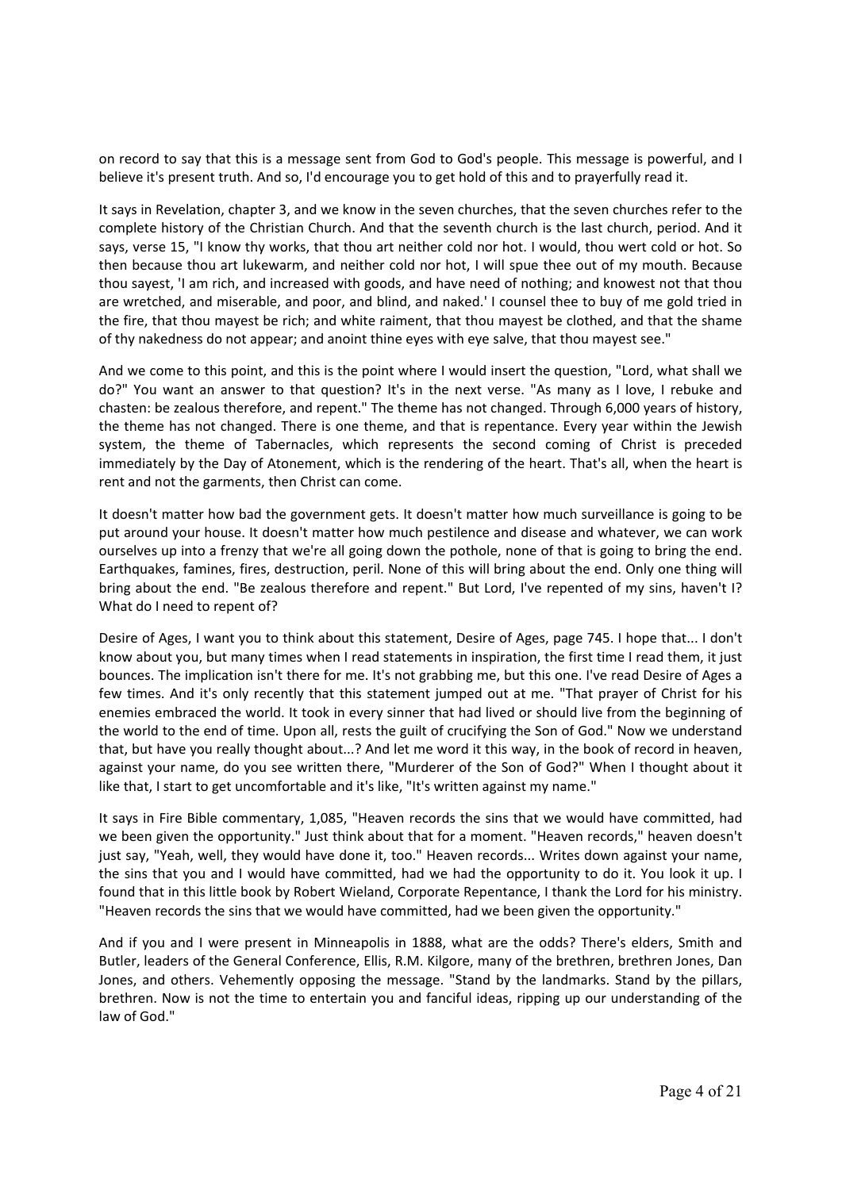on record to say that this is a message sent from God to God's people. This message is powerful, and I believe it's present truth. And so, I'd encourage you to get hold of this and to prayerfully read it.

It says in Revelation, chapter 3, and we know in the seven churches, that the seven churches refer to the complete history of the Christian Church. And that the seventh church is the last church, period. And it says, verse 15, "I know thy works, that thou art neither cold nor hot. I would, thou wert cold or hot. So then because thou art lukewarm, and neither cold nor hot, I will spue thee out of my mouth. Because thou sayest, 'I am rich, and increased with goods, and have need of nothing; and knowest not that thou are wretched, and miserable, and poor, and blind, and naked.' I counsel thee to buy of me gold tried in the fire, that thou mayest be rich; and white raiment, that thou mayest be clothed, and that the shame of thy nakedness do not appear; and anoint thine eyes with eye salve, that thou mayest see."

And we come to this point, and this is the point where I would insert the question, "Lord, what shall we do?" You want an answer to that question? It's in the next verse. "As many as I love, I rebuke and chasten: be zealous therefore, and repent." The theme has not changed. Through 6,000 years of history, the theme has not changed. There is one theme, and that is repentance. Every year within the Jewish system, the theme of Tabernacles, which represents the second coming of Christ is preceded immediately by the Day of Atonement, which is the rendering of the heart. That's all, when the heart is rent and not the garments, then Christ can come.

It doesn't matter how bad the government gets. It doesn't matter how much surveillance is going to be put around your house. It doesn't matter how much pestilence and disease and whatever, we can work ourselves up into a frenzy that we're all going down the pothole, none of that is going to bring the end. Earthquakes, famines, fires, destruction, peril. None of this will bring about the end. Only one thing will bring about the end. "Be zealous therefore and repent." But Lord, I've repented of my sins, haven't I? What do I need to repent of?

Desire of Ages, I want you to think about this statement, Desire of Ages, page 745. I hope that... I don't know about you, but many times when I read statements in inspiration, the first time I read them, it just bounces. The implication isn't there for me. It's not grabbing me, but this one. I've read Desire of Ages a few times. And it's only recently that this statement jumped out at me. "That prayer of Christ for his enemies embraced the world. It took in every sinner that had lived or should live from the beginning of the world to the end of time. Upon all, rests the guilt of crucifying the Son of God." Now we understand that, but have you really thought about...? And let me word it this way, in the book of record in heaven, against your name, do you see written there, "Murderer of the Son of God?" When I thought about it like that, I start to get uncomfortable and it's like, "It's written against my name."

It says in Fire Bible commentary, 1,085, "Heaven records the sins that we would have committed, had we been given the opportunity." Just think about that for a moment. "Heaven records," heaven doesn't just say, "Yeah, well, they would have done it, too." Heaven records... Writes down against your name, the sins that you and I would have committed, had we had the opportunity to do it. You look it up. I found that in this little book by Robert Wieland, Corporate Repentance, I thank the Lord for his ministry. "Heaven records the sins that we would have committed, had we been given the opportunity."

And if you and I were present in Minneapolis in 1888, what are the odds? There's elders, Smith and Butler, leaders of the General Conference, Ellis, R.M. Kilgore, many of the brethren, brethren Jones, Dan Jones, and others. Vehemently opposing the message. "Stand by the landmarks. Stand by the pillars, brethren. Now is not the time to entertain you and fanciful ideas, ripping up our understanding of the law of God."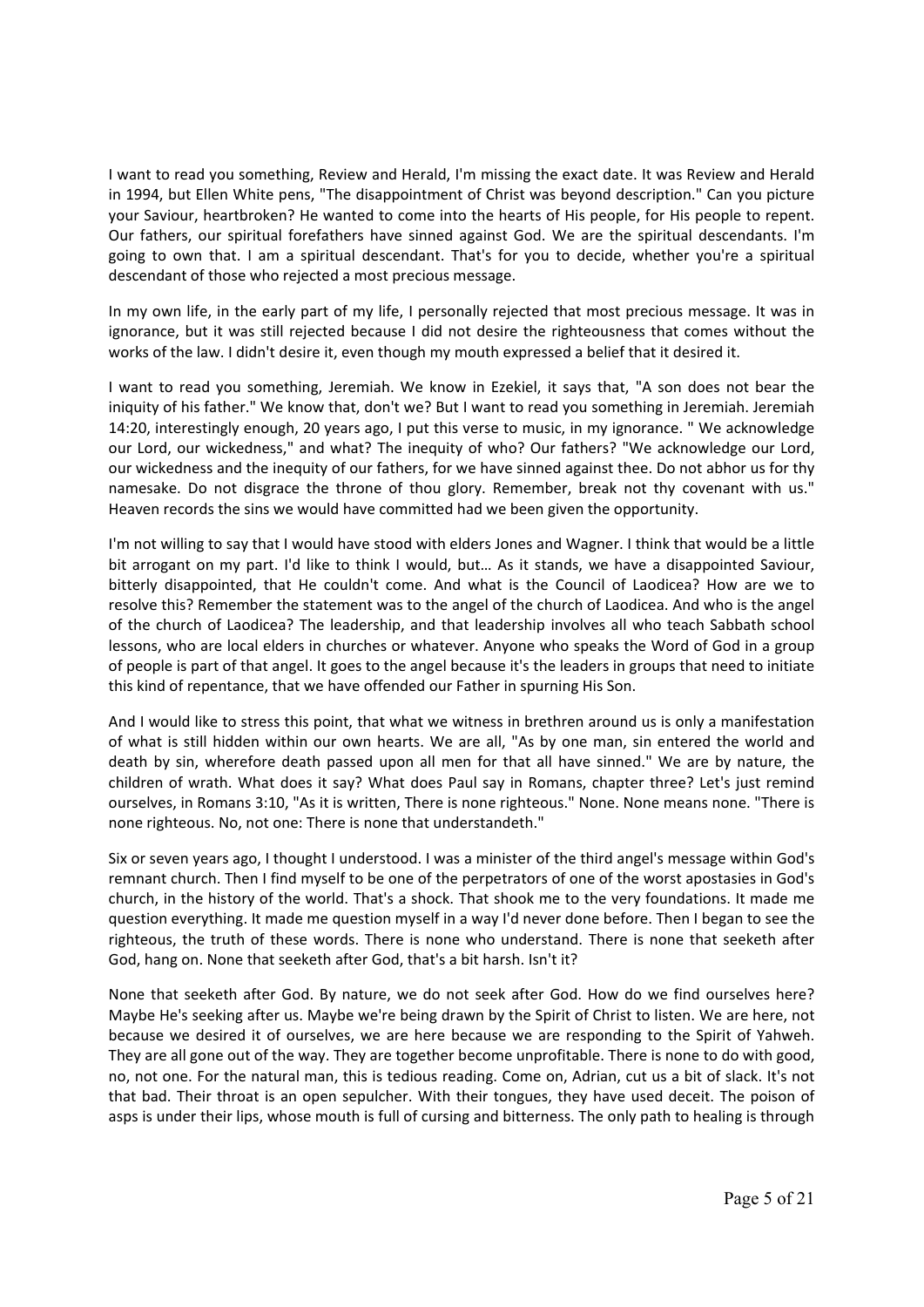I want to read you something, Review and Herald, I'm missing the exact date. It was Review and Herald in 1994, but Ellen White pens, "The disappointment of Christ was beyond description." Can you picture your Saviour, heartbroken? He wanted to come into the hearts of His people, for His people to repent. Our fathers, our spiritual forefathers have sinned against God. We are the spiritual descendants. I'm going to own that. I am a spiritual descendant. That's for you to decide, whether you're a spiritual descendant of those who rejected a most precious message.

In my own life, in the early part of my life, I personally rejected that most precious message. It was in ignorance, but it was still rejected because I did not desire the righteousness that comes without the works of the law. I didn't desire it, even though my mouth expressed a belief that it desired it.

I want to read you something, Jeremiah. We know in Ezekiel, it says that, "A son does not bear the iniquity of his father." We know that, don't we? But I want to read you something in Jeremiah. Jeremiah 14:20, interestingly enough, 20 years ago, I put this verse to music, in my ignorance. " We acknowledge our Lord, our wickedness," and what? The inequity of who? Our fathers? "We acknowledge our Lord, our wickedness and the inequity of our fathers, for we have sinned against thee. Do not abhor us for thy namesake. Do not disgrace the throne of thou glory. Remember, break not thy covenant with us." Heaven records the sins we would have committed had we been given the opportunity.

I'm not willing to say that I would have stood with elders Jones and Wagner. I think that would be a little bit arrogant on my part. I'd like to think I would, but… As it stands, we have a disappointed Saviour, bitterly disappointed, that He couldn't come. And what is the Council of Laodicea? How are we to resolve this? Remember the statement was to the angel of the church of Laodicea. And who is the angel of the church of Laodicea? The leadership, and that leadership involves all who teach Sabbath school lessons, who are local elders in churches or whatever. Anyone who speaks the Word of God in a group of people is part of that angel. It goes to the angel because it's the leaders in groups that need to initiate this kind of repentance, that we have offended our Father in spurning His Son.

And I would like to stress this point, that what we witness in brethren around us is only a manifestation of what is still hidden within our own hearts. We are all, "As by one man, sin entered the world and death by sin, wherefore death passed upon all men for that all have sinned." We are by nature, the children of wrath. What does it say? What does Paul say in Romans, chapter three? Let's just remind ourselves, in Romans 3:10, "As it is written, There is none righteous." None. None means none. "There is none righteous. No, not one: There is none that understandeth."

Six or seven years ago, I thought I understood. I was a minister of the third angel's message within God's remnant church. Then I find myself to be one of the perpetrators of one of the worst apostasies in God's church, in the history of the world. That's a shock. That shook me to the very foundations. It made me question everything. It made me question myself in a way I'd never done before. Then I began to see the righteous, the truth of these words. There is none who understand. There is none that seeketh after God, hang on. None that seeketh after God, that's a bit harsh. Isn't it?

None that seeketh after God. By nature, we do not seek after God. How do we find ourselves here? Maybe He's seeking after us. Maybe we're being drawn by the Spirit of Christ to listen. We are here, not because we desired it of ourselves, we are here because we are responding to the Spirit of Yahweh. They are all gone out of the way. They are together become unprofitable. There is none to do with good, no, not one. For the natural man, this is tedious reading. Come on, Adrian, cut us a bit of slack. It's not that bad. Their throat is an open sepulcher. With their tongues, they have used deceit. The poison of asps is under their lips, whose mouth is full of cursing and bitterness. The only path to healing is through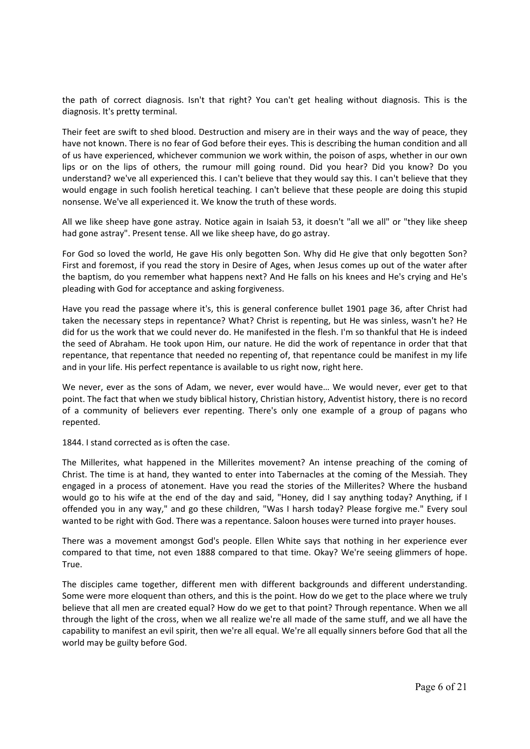the path of correct diagnosis. Isn't that right? You can't get healing without diagnosis. This is the diagnosis. It's pretty terminal.

Their feet are swift to shed blood. Destruction and misery are in their ways and the way of peace, they have not known. There is no fear of God before their eyes. This is describing the human condition and all of us have experienced, whichever communion we work within, the poison of asps, whether in our own lips or on the lips of others, the rumour mill going round. Did you hear? Did you know? Do you understand? we've all experienced this. I can't believe that they would say this. I can't believe that they would engage in such foolish heretical teaching. I can't believe that these people are doing this stupid nonsense. We've all experienced it. We know the truth of these words.

All we like sheep have gone astray. Notice again in Isaiah 53, it doesn't "all we all" or "they like sheep had gone astray". Present tense. All we like sheep have, do go astray.

For God so loved the world, He gave His only begotten Son. Why did He give that only begotten Son? First and foremost, if you read the story in Desire of Ages, when Jesus comes up out of the water after the baptism, do you remember what happens next? And He falls on his knees and He's crying and He's pleading with God for acceptance and asking forgiveness.

Have you read the passage where it's, this is general conference bullet 1901 page 36, after Christ had taken the necessary steps in repentance? What? Christ is repenting, but He was sinless, wasn't he? He did for us the work that we could never do. He manifested in the flesh. I'm so thankful that He is indeed the seed of Abraham. He took upon Him, our nature. He did the work of repentance in order that that repentance, that repentance that needed no repenting of, that repentance could be manifest in my life and in your life. His perfect repentance is available to us right now, right here.

We never, ever as the sons of Adam, we never, ever would have… We would never, ever get to that point. The fact that when we study biblical history, Christian history, Adventist history, there is no record of a community of believers ever repenting. There's only one example of a group of pagans who repented.

1844. I stand corrected as is often the case.

The Millerites, what happened in the Millerites movement? An intense preaching of the coming of Christ. The time is at hand, they wanted to enter into Tabernacles at the coming of the Messiah. They engaged in a process of atonement. Have you read the stories of the Millerites? Where the husband would go to his wife at the end of the day and said, "Honey, did I say anything today? Anything, if I offended you in any way," and go these children, "Was I harsh today? Please forgive me." Every soul wanted to be right with God. There was a repentance. Saloon houses were turned into prayer houses.

There was a movement amongst God's people. Ellen White says that nothing in her experience ever compared to that time, not even 1888 compared to that time. Okay? We're seeing glimmers of hope. True.

The disciples came together, different men with different backgrounds and different understanding. Some were more eloquent than others, and this is the point. How do we get to the place where we truly believe that all men are created equal? How do we get to that point? Through repentance. When we all through the light of the cross, when we all realize we're all made of the same stuff, and we all have the capability to manifest an evil spirit, then we're all equal. We're all equally sinners before God that all the world may be guilty before God.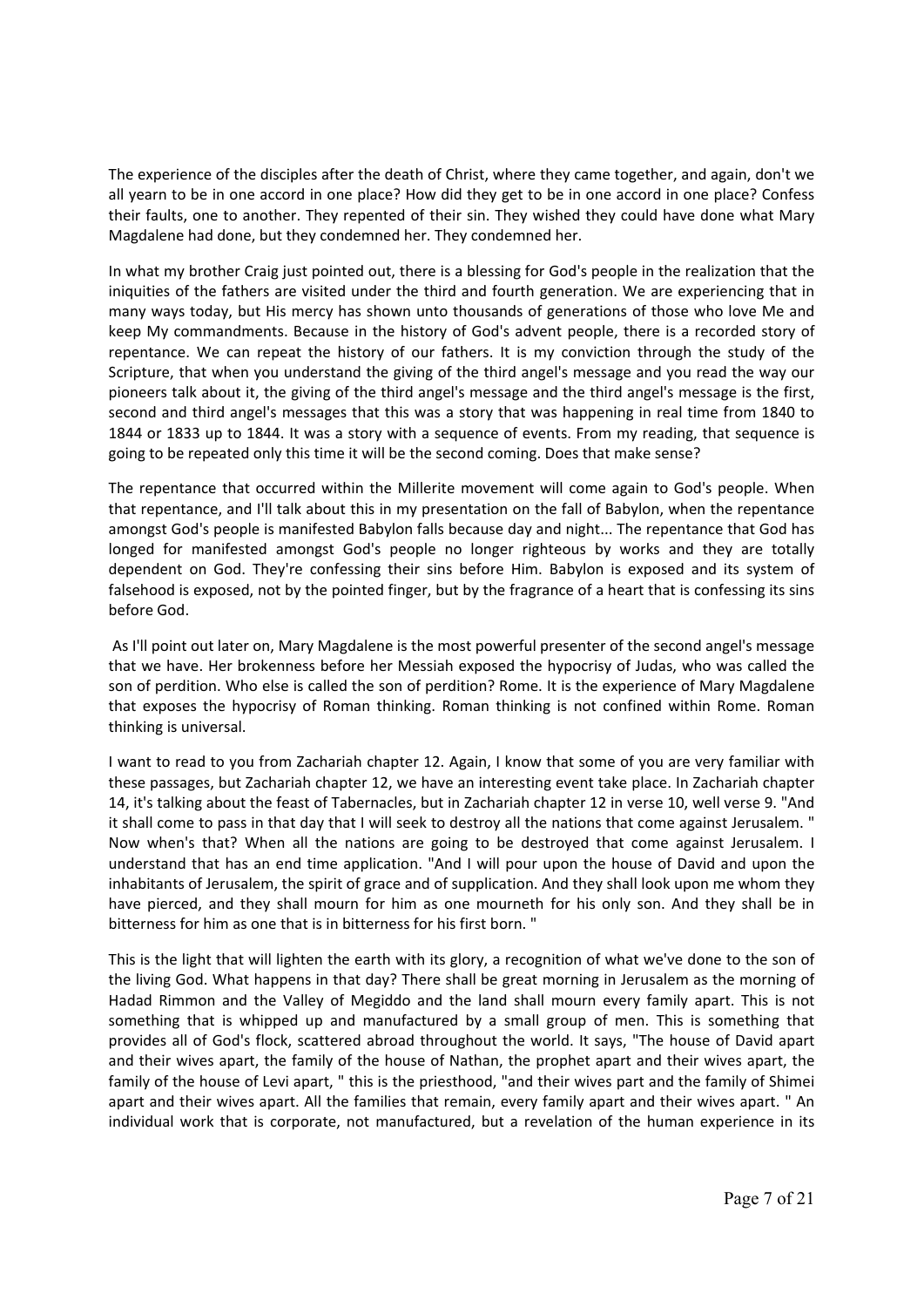The experience of the disciples after the death of Christ, where they came together, and again, don't we all yearn to be in one accord in one place? How did they get to be in one accord in one place? Confess their faults, one to another. They repented of their sin. They wished they could have done what Mary Magdalene had done, but they condemned her. They condemned her.

In what my brother Craig just pointed out, there is a blessing for God's people in the realization that the iniquities of the fathers are visited under the third and fourth generation. We are experiencing that in many ways today, but His mercy has shown unto thousands of generations of those who love Me and keep My commandments. Because in the history of God's advent people, there is a recorded story of repentance. We can repeat the history of our fathers. It is my conviction through the study of the Scripture, that when you understand the giving of the third angel's message and you read the way our pioneers talk about it, the giving of the third angel's message and the third angel's message is the first, second and third angel's messages that this was a story that was happening in real time from 1840 to 1844 or 1833 up to 1844. It was a story with a sequence of events. From my reading, that sequence is going to be repeated only this time it will be the second coming. Does that make sense?

The repentance that occurred within the Millerite movement will come again to God's people. When that repentance, and I'll talk about this in my presentation on the fall of Babylon, when the repentance amongst God's people is manifested Babylon falls because day and night... The repentance that God has longed for manifested amongst God's people no longer righteous by works and they are totally dependent on God. They're confessing their sins before Him. Babylon is exposed and its system of falsehood is exposed, not by the pointed finger, but by the fragrance of a heart that is confessing its sins before God.

As I'll point out later on, Mary Magdalene is the most powerful presenter of the second angel's message that we have. Her brokenness before her Messiah exposed the hypocrisy of Judas, who was called the son of perdition. Who else is called the son of perdition? Rome. It is the experience of Mary Magdalene that exposes the hypocrisy of Roman thinking. Roman thinking is not confined within Rome. Roman thinking is universal.

I want to read to you from Zachariah chapter 12. Again, I know that some of you are very familiar with these passages, but Zachariah chapter 12, we have an interesting event take place. In Zachariah chapter 14, it's talking about the feast of Tabernacles, but in Zachariah chapter 12 in verse 10, well verse 9. "And it shall come to pass in that day that I will seek to destroy all the nations that come against Jerusalem. " Now when's that? When all the nations are going to be destroyed that come against Jerusalem. I understand that has an end time application. "And I will pour upon the house of David and upon the inhabitants of Jerusalem, the spirit of grace and of supplication. And they shall look upon me whom they have pierced, and they shall mourn for him as one mourneth for his only son. And they shall be in bitterness for him as one that is in bitterness for his first born. "

This is the light that will lighten the earth with its glory, a recognition of what we've done to the son of the living God. What happens in that day? There shall be great morning in Jerusalem as the morning of Hadad Rimmon and the Valley of Megiddo and the land shall mourn every family apart. This is not something that is whipped up and manufactured by a small group of men. This is something that provides all of God's flock, scattered abroad throughout the world. It says, "The house of David apart and their wives apart, the family of the house of Nathan, the prophet apart and their wives apart, the family of the house of Levi apart, " this is the priesthood, "and their wives part and the family of Shimei apart and their wives apart. All the families that remain, every family apart and their wives apart. " An individual work that is corporate, not manufactured, but a revelation of the human experience in its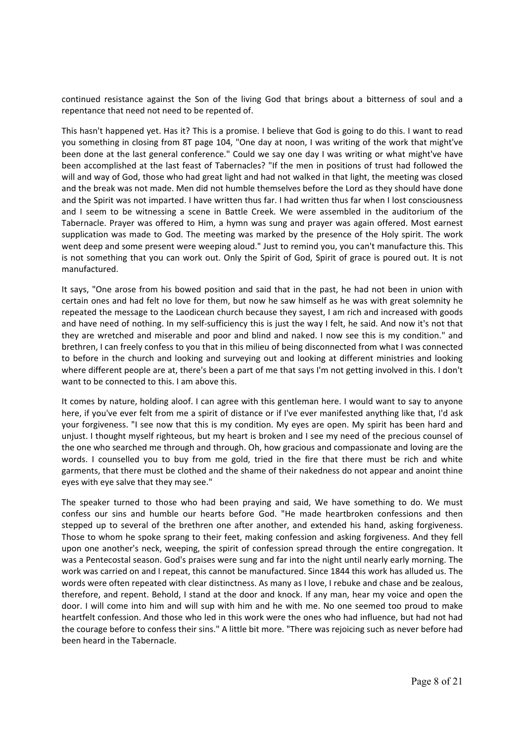continued resistance against the Son of the living God that brings about a bitterness of soul and a repentance that need not need to be repented of.

This hasn't happened yet. Has it? This is a promise. I believe that God is going to do this. I want to read you something in closing from 8T page 104, "One day at noon, I was writing of the work that might've been done at the last general conference." Could we say one day I was writing or what might've have been accomplished at the last feast of Tabernacles? "If the men in positions of trust had followed the will and way of God, those who had great light and had not walked in that light, the meeting was closed and the break was not made. Men did not humble themselves before the Lord as they should have done and the Spirit was not imparted. I have written thus far. I had written thus far when I lost consciousness and I seem to be witnessing a scene in Battle Creek. We were assembled in the auditorium of the Tabernacle. Prayer was offered to Him, a hymn was sung and prayer was again offered. Most earnest supplication was made to God. The meeting was marked by the presence of the Holy spirit. The work went deep and some present were weeping aloud." Just to remind you, you can't manufacture this. This is not something that you can work out. Only the Spirit of God, Spirit of grace is poured out. It is not manufactured.

It says, "One arose from his bowed position and said that in the past, he had not been in union with certain ones and had felt no love for them, but now he saw himself as he was with great solemnity he repeated the message to the Laodicean church because they sayest, I am rich and increased with goods and have need of nothing. In my self-sufficiency this is just the way I felt, he said. And now it's not that they are wretched and miserable and poor and blind and naked. I now see this is my condition." and brethren, I can freely confess to you that in this milieu of being disconnected from what I was connected to before in the church and looking and surveying out and looking at different ministries and looking where different people are at, there's been a part of me that says I'm not getting involved in this. I don't want to be connected to this. I am above this.

It comes by nature, holding aloof. I can agree with this gentleman here. I would want to say to anyone here, if you've ever felt from me a spirit of distance or if I've ever manifested anything like that, I'd ask your forgiveness. "I see now that this is my condition. My eyes are open. My spirit has been hard and unjust. I thought myself righteous, but my heart is broken and I see my need of the precious counsel of the one who searched me through and through. Oh, how gracious and compassionate and loving are the words. I counselled you to buy from me gold, tried in the fire that there must be rich and white garments, that there must be clothed and the shame of their nakedness do not appear and anoint thine eyes with eye salve that they may see."

The speaker turned to those who had been praying and said, We have something to do. We must confess our sins and humble our hearts before God. "He made heartbroken confessions and then stepped up to several of the brethren one after another, and extended his hand, asking forgiveness. Those to whom he spoke sprang to their feet, making confession and asking forgiveness. And they fell upon one another's neck, weeping, the spirit of confession spread through the entire congregation. It was a Pentecostal season. God's praises were sung and far into the night until nearly early morning. The work was carried on and I repeat, this cannot be manufactured. Since 1844 this work has alluded us. The words were often repeated with clear distinctness. As many as I love, I rebuke and chase and be zealous, therefore, and repent. Behold, I stand at the door and knock. If any man, hear my voice and open the door. I will come into him and will sup with him and he with me. No one seemed too proud to make heartfelt confession. And those who led in this work were the ones who had influence, but had not had the courage before to confess their sins." A little bit more. "There was rejoicing such as never before had been heard in the Tabernacle.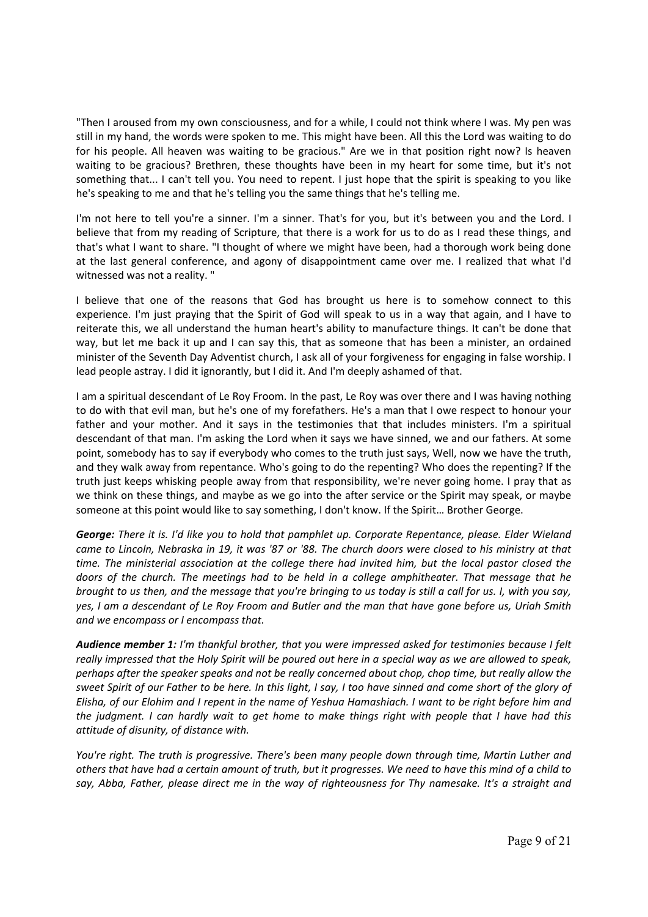"Then I aroused from my own consciousness, and for a while, I could not think where I was. My pen was still in my hand, the words were spoken to me. This might have been. All this the Lord was waiting to do for his people. All heaven was waiting to be gracious." Are we in that position right now? Is heaven waiting to be gracious? Brethren, these thoughts have been in my heart for some time, but it's not something that... I can't tell you. You need to repent. I just hope that the spirit is speaking to you like he's speaking to me and that he's telling you the same things that he's telling me.

I'm not here to tell you're a sinner. I'm a sinner. That's for you, but it's between you and the Lord. I believe that from my reading of Scripture, that there is a work for us to do as I read these things, and that's what I want to share. "I thought of where we might have been, had a thorough work being done at the last general conference, and agony of disappointment came over me. I realized that what I'd witnessed was not a reality. "

I believe that one of the reasons that God has brought us here is to somehow connect to this experience. I'm just praying that the Spirit of God will speak to us in a way that again, and I have to reiterate this, we all understand the human heart's ability to manufacture things. It can't be done that way, but let me back it up and I can say this, that as someone that has been a minister, an ordained minister of the Seventh Day Adventist church, I ask all of your forgiveness for engaging in false worship. I lead people astray. I did it ignorantly, but I did it. And I'm deeply ashamed of that.

I am a spiritual descendant of Le Roy Froom. In the past, Le Roy was over there and I was having nothing to do with that evil man, but he's one of my forefathers. He's a man that I owe respect to honour your father and your mother. And it says in the testimonies that that includes ministers. I'm a spiritual descendant of that man. I'm asking the Lord when it says we have sinned, we and our fathers. At some point, somebody has to say if everybody who comes to the truth just says, Well, now we have the truth, and they walk away from repentance. Who's going to do the repenting? Who does the repenting? If the truth just keeps whisking people away from that responsibility, we're never going home. I pray that as we think on these things, and maybe as we go into the after service or the Spirit may speak, or maybe someone at this point would like to say something, I don't know. If the Spirit… Brother George.

***George:*** *There it is. I'd like you to hold that pamphlet up. Corporate Repentance, please. Elder Wieland came to Lincoln, Nebraska in 19, it was '87 or '88. The church doors were closed to his ministry at that time. The ministerial association at the college there had invited him, but the local pastor closed the doors of the church. The meetings had to be held in a college amphitheater. That message that he brought to us then, and the message that you're bringing to us today is still a call for us. I, with you say, yes, I am a descendant of Le Roy Froom and Butler and the man that have gone before us, Uriah Smith and we encompass or I encompass that.*

***Audience member 1:*** *I'm thankful brother, that you were impressed asked for testimonies because I felt really impressed that the Holy Spirit will be poured out here in a special way as we are allowed to speak, perhaps after the speaker speaks and not be really concerned about chop, chop time, but really allow the sweet Spirit of our Father to be here. In this light, I say, I too have sinned and come short of the glory of Elisha, of our Elohim and I repent in the name of Yeshua Hamashiach. I want to be right before him and the judgment. I can hardly wait to get home to make things right with people that I have had this attitude of disunity, of distance with.*

*You're right. The truth is progressive. There's been many people down through time, Martin Luther and others that have had a certain amount of truth, but it progresses. We need to have this mind of a child to say, Abba, Father, please direct me in the way of righteousness for Thy namesake. It's a straight and*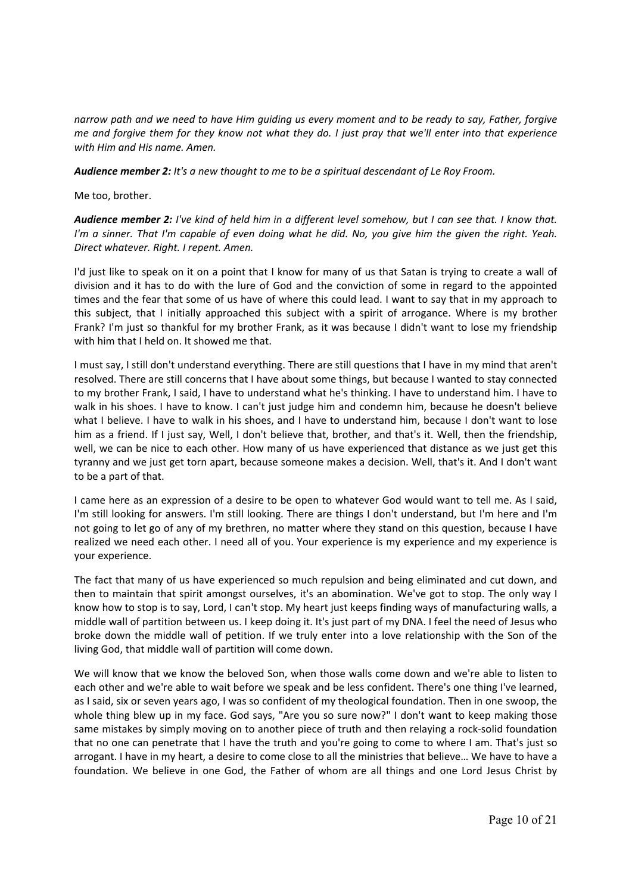*narrow path and we need to have Him guiding us every moment and to be ready to say, Father, forgive me and forgive them for they know not what they do. I just pray that we'll enter into that experience with Him and His name. Amen.*

***Audience member 2:*** *It's a new thought to me to be a spiritual descendant of Le Roy Froom.*

Me too, brother.

***Audience member 2:*** *I've kind of held him in a different level somehow, but I can see that. I know that. I'm a sinner. That I'm capable of even doing what he did. No, you give him the given the right. Yeah. Direct whatever. Right. I repent. Amen.*

I'd just like to speak on it on a point that I know for many of us that Satan is trying to create a wall of division and it has to do with the lure of God and the conviction of some in regard to the appointed times and the fear that some of us have of where this could lead. I want to say that in my approach to this subject, that I initially approached this subject with a spirit of arrogance. Where is my brother Frank? I'm just so thankful for my brother Frank, as it was because I didn't want to lose my friendship with him that I held on. It showed me that.

I must say, I still don't understand everything. There are still questions that I have in my mind that aren't resolved. There are still concerns that I have about some things, but because I wanted to stay connected to my brother Frank, I said, I have to understand what he's thinking. I have to understand him. I have to walk in his shoes. I have to know. I can't just judge him and condemn him, because he doesn't believe what I believe. I have to walk in his shoes, and I have to understand him, because I don't want to lose him as a friend. If I just say, Well, I don't believe that, brother, and that's it. Well, then the friendship, well, we can be nice to each other. How many of us have experienced that distance as we just get this tyranny and we just get torn apart, because someone makes a decision. Well, that's it. And I don't want to be a part of that.

I came here as an expression of a desire to be open to whatever God would want to tell me. As I said, I'm still looking for answers. I'm still looking. There are things I don't understand, but I'm here and I'm not going to let go of any of my brethren, no matter where they stand on this question, because I have realized we need each other. I need all of you. Your experience is my experience and my experience is your experience.

The fact that many of us have experienced so much repulsion and being eliminated and cut down, and then to maintain that spirit amongst ourselves, it's an abomination. We've got to stop. The only way I know how to stop is to say, Lord, I can't stop. My heart just keeps finding ways of manufacturing walls, a middle wall of partition between us. I keep doing it. It's just part of my DNA. I feel the need of Jesus who broke down the middle wall of petition. If we truly enter into a love relationship with the Son of the living God, that middle wall of partition will come down.

We will know that we know the beloved Son, when those walls come down and we're able to listen to each other and we're able to wait before we speak and be less confident. There's one thing I've learned, as I said, six or seven years ago, I was so confident of my theological foundation. Then in one swoop, the whole thing blew up in my face. God says, "Are you so sure now?" I don't want to keep making those same mistakes by simply moving on to another piece of truth and then relaying a rock-solid foundation that no one can penetrate that I have the truth and you're going to come to where I am. That's just so arrogant. I have in my heart, a desire to come close to all the ministries that believe… We have to have a foundation. We believe in one God, the Father of whom are all things and one Lord Jesus Christ by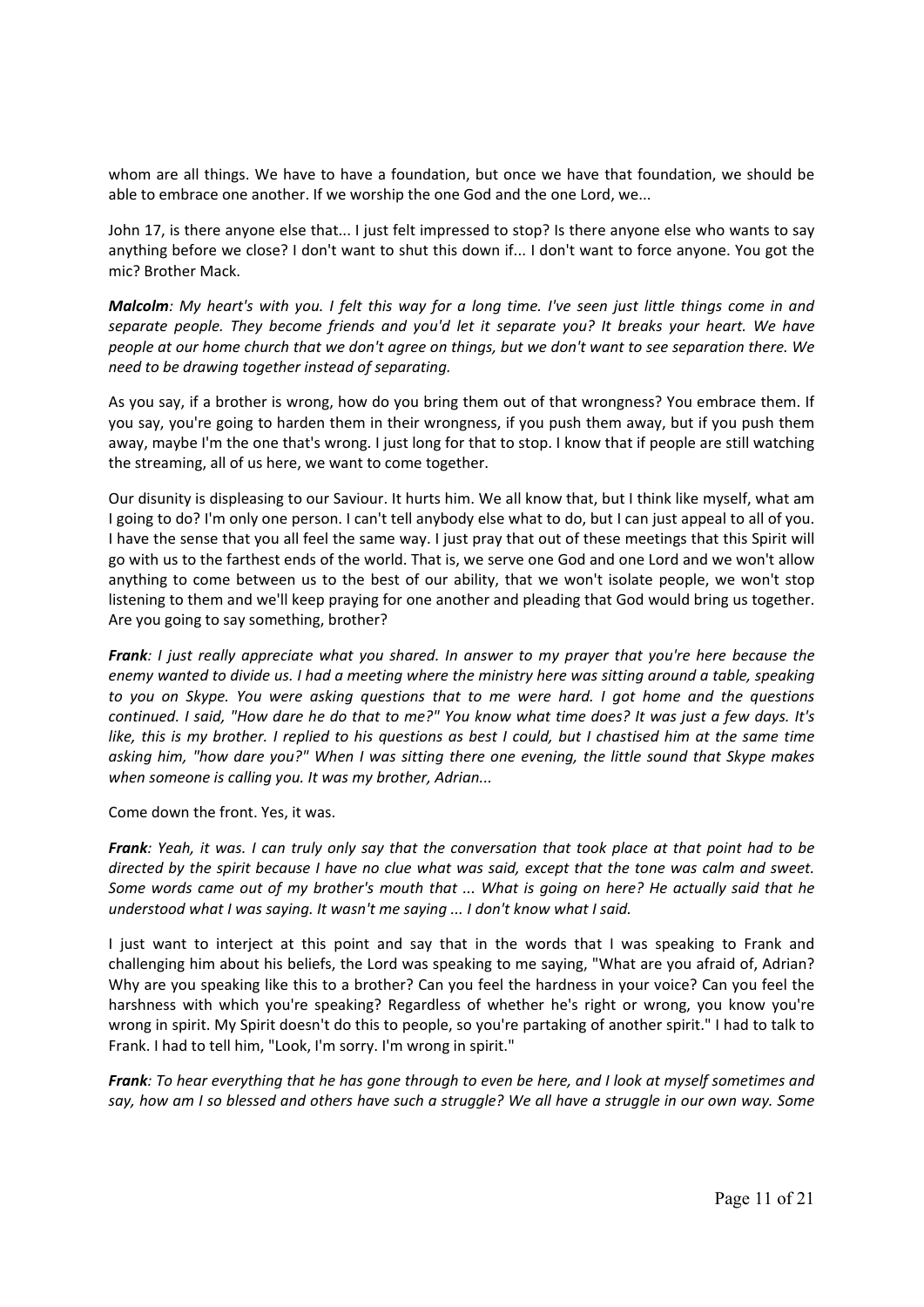whom are all things. We have to have a foundation, but once we have that foundation, we should be able to embrace one another. If we worship the one God and the one Lord, we...

John 17, is there anyone else that... I just felt impressed to stop? Is there anyone else who wants to say anything before we close? I don't want to shut this down if... I don't want to force anyone. You got the mic? Brother Mack.

***Malcolm**: My heart's with you. I felt this way for a long time. I've seen just little things come in and separate people. They become friends and you'd let it separate you? It breaks your heart. We have people at our home church that we don't agree on things, but we don't want to see separation there. We need to be drawing together instead of separating.*

As you say, if a brother is wrong, how do you bring them out of that wrongness? You embrace them. If you say, you're going to harden them in their wrongness, if you push them away, but if you push them away, maybe I'm the one that's wrong. I just long for that to stop. I know that if people are still watching the streaming, all of us here, we want to come together.

Our disunity is displeasing to our Saviour. It hurts him. We all know that, but I think like myself, what am I going to do? I'm only one person. I can't tell anybody else what to do, but I can just appeal to all of you. I have the sense that you all feel the same way. I just pray that out of these meetings that this Spirit will go with us to the farthest ends of the world. That is, we serve one God and one Lord and we won't allow anything to come between us to the best of our ability, that we won't isolate people, we won't stop listening to them and we'll keep praying for one another and pleading that God would bring us together. Are you going to say something, brother?

***Frank**: I just really appreciate what you shared. In answer to my prayer that you're here because the enemy wanted to divide us. I had a meeting where the ministry here was sitting around a table, speaking to you on Skype. You were asking questions that to me were hard. I got home and the questions continued. I said, "How dare he do that to me?" You know what time does? It was just a few days. It's like, this is my brother. I replied to his questions as best I could, but I chastised him at the same time asking him, "how dare you?" When I was sitting there one evening, the little sound that Skype makes when someone is calling you. It was my brother, Adrian...*

Come down the front. Yes, it was.

***Frank**: Yeah, it was. I can truly only say that the conversation that took place at that point had to be directed by the spirit because I have no clue what was said, except that the tone was calm and sweet. Some words came out of my brother's mouth that ... What is going on here? He actually said that he understood what I was saying. It wasn't me saying ... I don't know what I said.*

I just want to interject at this point and say that in the words that I was speaking to Frank and challenging him about his beliefs, the Lord was speaking to me saying, "What are you afraid of, Adrian? Why are you speaking like this to a brother? Can you feel the hardness in your voice? Can you feel the harshness with which you're speaking? Regardless of whether he's right or wrong, you know you're wrong in spirit. My Spirit doesn't do this to people, so you're partaking of another spirit." I had to talk to Frank. I had to tell him, "Look, I'm sorry. I'm wrong in spirit."

***Frank**: To hear everything that he has gone through to even be here, and I look at myself sometimes and say, how am I so blessed and others have such a struggle? We all have a struggle in our own way. Some*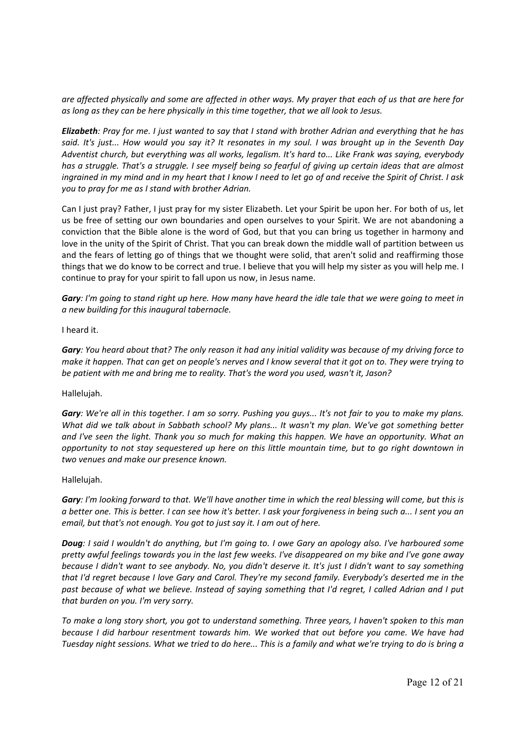*are affected physically and some are affected in other ways. My prayer that each of us that are here for as long as they can be here physically in this time together, that we all look to Jesus.*

***Elizabeth**: Pray for me. I just wanted to say that I stand with brother Adrian and everything that he has said. It's just... How would you say it? It resonates in my soul. I was brought up in the Seventh Day Adventist church, but everything was all works, legalism. It's hard to... Like Frank was saying, everybody has a struggle. That's a struggle. I see myself being so fearful of giving up certain ideas that are almost ingrained in my mind and in my heart that I know I need to let go of and receive the Spirit of Christ. I ask you to pray for me as I stand with brother Adrian.*

Can I just pray? Father, I just pray for my sister Elizabeth. Let your Spirit be upon her. For both of us, let us be free of setting our own boundaries and open ourselves to your Spirit. We are not abandoning a conviction that the Bible alone is the word of God, but that you can bring us together in harmony and love in the unity of the Spirit of Christ. That you can break down the middle wall of partition between us and the fears of letting go of things that we thought were solid, that aren't solid and reaffirming those things that we do know to be correct and true. I believe that you will help my sister as you will help me. I continue to pray for your spirit to fall upon us now, in Jesus name.

***Gary**: I'm going to stand right up here. How many have heard the idle tale that we were going to meet in a new building for this inaugural tabernacle.*

I heard it.

***Gary**: You heard about that? The only reason it had any initial validity was because of my driving force to make it happen. That can get on people's nerves and I know several that it got on to. They were trying to be patient with me and bring me to reality. That's the word you used, wasn't it, Jason?*

Hallelujah.

***Gary**: We're all in this together. I am so sorry. Pushing you guys... It's not fair to you to make my plans. What did we talk about in Sabbath school? My plans... It wasn't my plan. We've got something better and I've seen the light. Thank you so much for making this happen. We have an opportunity. What an opportunity to not stay sequestered up here on this little mountain time, but to go right downtown in two venues and make our presence known.*

Hallelujah.

***Gary**: I'm looking forward to that. We'll have another time in which the real blessing will come, but this is a better one. This is better. I can see how it's better. I ask your forgiveness in being such a... I sent you an email, but that's not enough. You got to just say it. I am out of here.*

***Doug**: I said I wouldn't do anything, but I'm going to. I owe Gary an apology also. I've harboured some pretty awful feelings towards you in the last few weeks. I've disappeared on my bike and I've gone away because I didn't want to see anybody. No, you didn't deserve it. It's just I didn't want to say something that I'd regret because I love Gary and Carol. They're my second family. Everybody's deserted me in the past because of what we believe. Instead of saying something that I'd regret, I called Adrian and I put that burden on you. I'm very sorry.*

*To make a long story short, you got to understand something. Three years, I haven't spoken to this man because I did harbour resentment towards him. We worked that out before you came. We have had Tuesday night sessions. What we tried to do here... This is a family and what we're trying to do is bring a*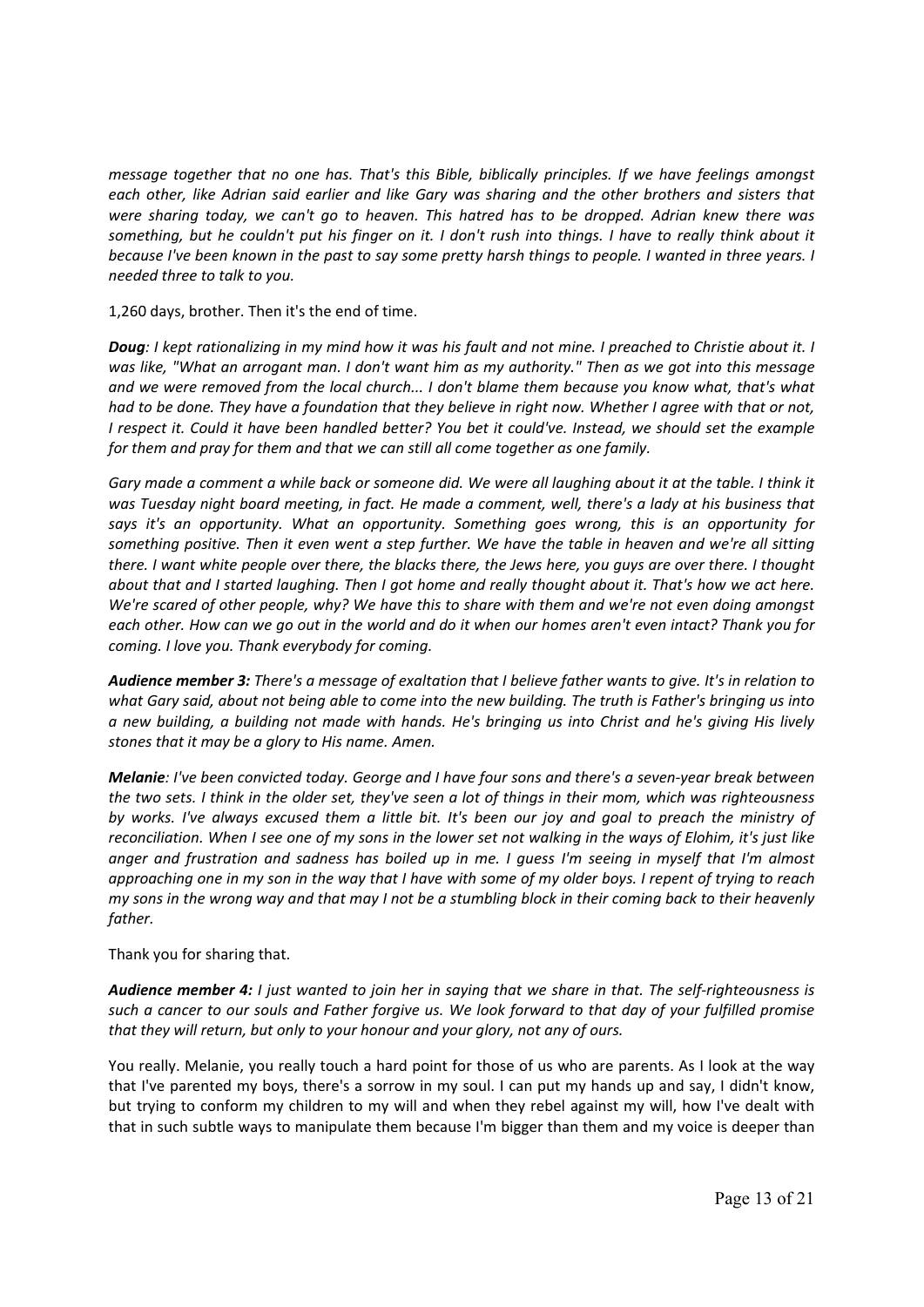*message together that no one has. That's this Bible, biblically principles. If we have feelings amongst each other, like Adrian said earlier and like Gary was sharing and the other brothers and sisters that were sharing today, we can't go to heaven. This hatred has to be dropped. Adrian knew there was something, but he couldn't put his finger on it. I don't rush into things. I have to really think about it because I've been known in the past to say some pretty harsh things to people. I wanted in three years. I needed three to talk to you.*

1,260 days, brother. Then it's the end of time.

***Doug**: I kept rationalizing in my mind how it was his fault and not mine. I preached to Christie about it. I was like, "What an arrogant man. I don't want him as my authority." Then as we got into this message and we were removed from the local church... I don't blame them because you know what, that's what had to be done. They have a foundation that they believe in right now. Whether I agree with that or not, I respect it. Could it have been handled better? You bet it could've. Instead, we should set the example for them and pray for them and that we can still all come together as one family.*

*Gary made a comment a while back or someone did. We were all laughing about it at the table. I think it was Tuesday night board meeting, in fact. He made a comment, well, there's a lady at his business that says it's an opportunity. What an opportunity. Something goes wrong, this is an opportunity for something positive. Then it even went a step further. We have the table in heaven and we're all sitting there. I want white people over there, the blacks there, the Jews here, you guys are over there. I thought about that and I started laughing. Then I got home and really thought about it. That's how we act here. We're scared of other people, why? We have this to share with them and we're not even doing amongst each other. How can we go out in the world and do it when our homes aren't even intact? Thank you for coming. I love you. Thank everybody for coming.*

***Audience member 3:** There's a message of exaltation that I believe father wants to give. It's in relation to what Gary said, about not being able to come into the new building. The truth is Father's bringing us into a new building, a building not made with hands. He's bringing us into Christ and he's giving His lively stones that it may be a glory to His name. Amen.*

***Melanie**: I've been convicted today. George and I have four sons and there's a seven-year break between the two sets. I think in the older set, they've seen a lot of things in their mom, which was righteousness by works. I've always excused them a little bit. It's been our joy and goal to preach the ministry of reconciliation. When I see one of my sons in the lower set not walking in the ways of Elohim, it's just like anger and frustration and sadness has boiled up in me. I guess I'm seeing in myself that I'm almost approaching one in my son in the way that I have with some of my older boys. I repent of trying to reach my sons in the wrong way and that may I not be a stumbling block in their coming back to their heavenly father.*

Thank you for sharing that.

***Audience member 4:** I just wanted to join her in saying that we share in that. The self-righteousness is such a cancer to our souls and Father forgive us. We look forward to that day of your fulfilled promise that they will return, but only to your honour and your glory, not any of ours.*

You really. Melanie, you really touch a hard point for those of us who are parents. As I look at the way that I've parented my boys, there's a sorrow in my soul. I can put my hands up and say, I didn't know, but trying to conform my children to my will and when they rebel against my will, how I've dealt with that in such subtle ways to manipulate them because I'm bigger than them and my voice is deeper than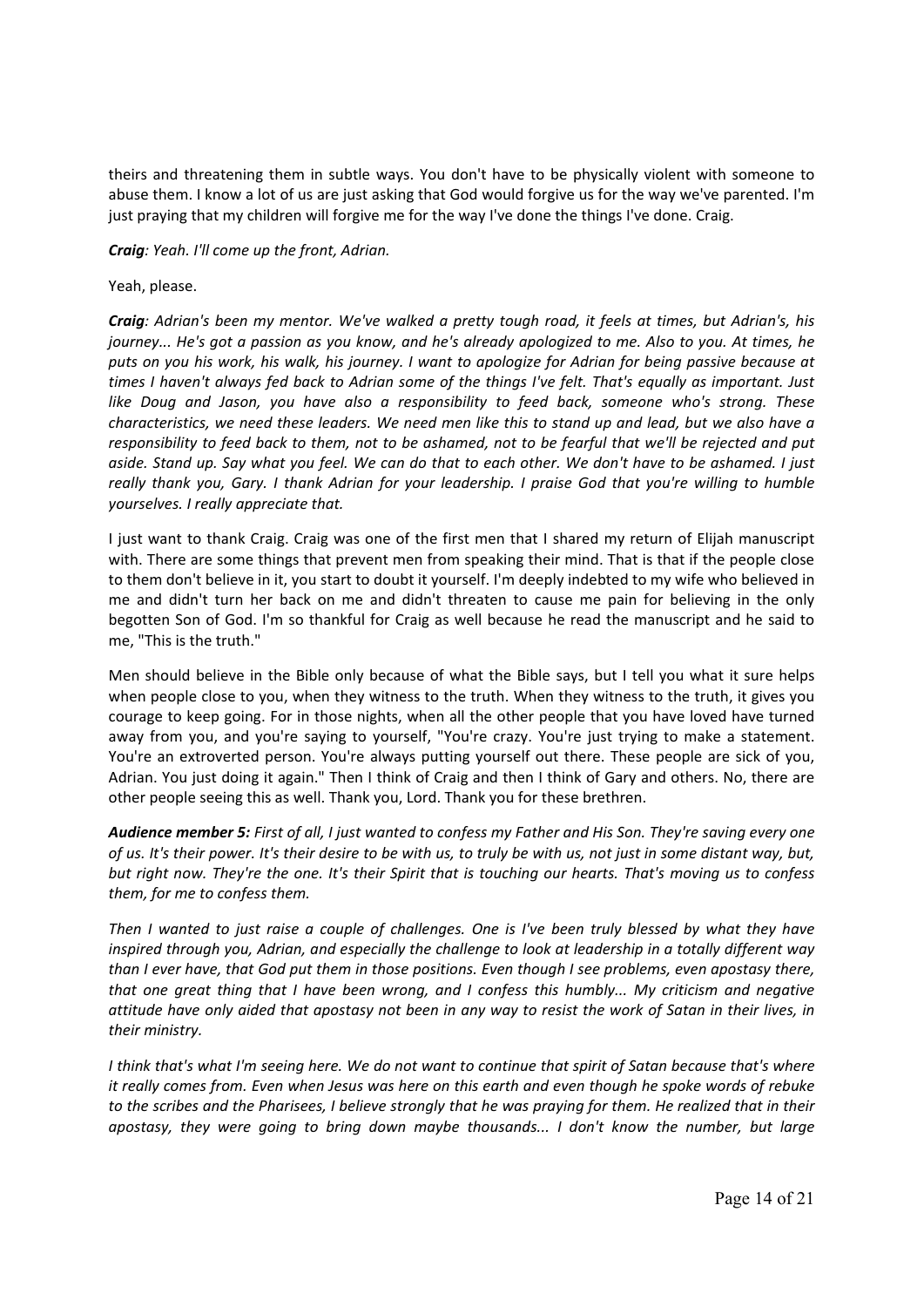theirs and threatening them in subtle ways. You don't have to be physically violent with someone to abuse them. I know a lot of us are just asking that God would forgive us for the way we've parented. I'm just praying that my children will forgive me for the way I've done the things I've done. Craig.

***Craig****: Yeah. I'll come up the front, Adrian.*

Yeah, please.

***Craig****: Adrian's been my mentor. We've walked a pretty tough road, it feels at times, but Adrian's, his journey... He's got a passion as you know, and he's already apologized to me. Also to you. At times, he puts on you his work, his walk, his journey. I want to apologize for Adrian for being passive because at times I haven't always fed back to Adrian some of the things I've felt. That's equally as important. Just like Doug and Jason, you have also a responsibility to feed back, someone who's strong. These characteristics, we need these leaders. We need men like this to stand up and lead, but we also have a responsibility to feed back to them, not to be ashamed, not to be fearful that we'll be rejected and put aside. Stand up. Say what you feel. We can do that to each other. We don't have to be ashamed. I just really thank you, Gary. I thank Adrian for your leadership. I praise God that you're willing to humble yourselves. I really appreciate that.*

I just want to thank Craig. Craig was one of the first men that I shared my return of Elijah manuscript with. There are some things that prevent men from speaking their mind. That is that if the people close to them don't believe in it, you start to doubt it yourself. I'm deeply indebted to my wife who believed in me and didn't turn her back on me and didn't threaten to cause me pain for believing in the only begotten Son of God. I'm so thankful for Craig as well because he read the manuscript and he said to me, "This is the truth."

Men should believe in the Bible only because of what the Bible says, but I tell you what it sure helps when people close to you, when they witness to the truth. When they witness to the truth, it gives you courage to keep going. For in those nights, when all the other people that you have loved have turned away from you, and you're saying to yourself, "You're crazy. You're just trying to make a statement. You're an extroverted person. You're always putting yourself out there. These people are sick of you, Adrian. You just doing it again." Then I think of Craig and then I think of Gary and others. No, there are other people seeing this as well. Thank you, Lord. Thank you for these brethren.

***Audience member 5:*** *First of all, I just wanted to confess my Father and His Son. They're saving every one of us. It's their power. It's their desire to be with us, to truly be with us, not just in some distant way, but, but right now. They're the one. It's their Spirit that is touching our hearts. That's moving us to confess them, for me to confess them.*

*Then I wanted to just raise a couple of challenges. One is I've been truly blessed by what they have inspired through you, Adrian, and especially the challenge to look at leadership in a totally different way than I ever have, that God put them in those positions. Even though I see problems, even apostasy there, that one great thing that I have been wrong, and I confess this humbly... My criticism and negative attitude have only aided that apostasy not been in any way to resist the work of Satan in their lives, in their ministry.*

*I think that's what I'm seeing here. We do not want to continue that spirit of Satan because that's where it really comes from. Even when Jesus was here on this earth and even though he spoke words of rebuke to the scribes and the Pharisees, I believe strongly that he was praying for them. He realized that in their apostasy, they were going to bring down maybe thousands... I don't know the number, but large*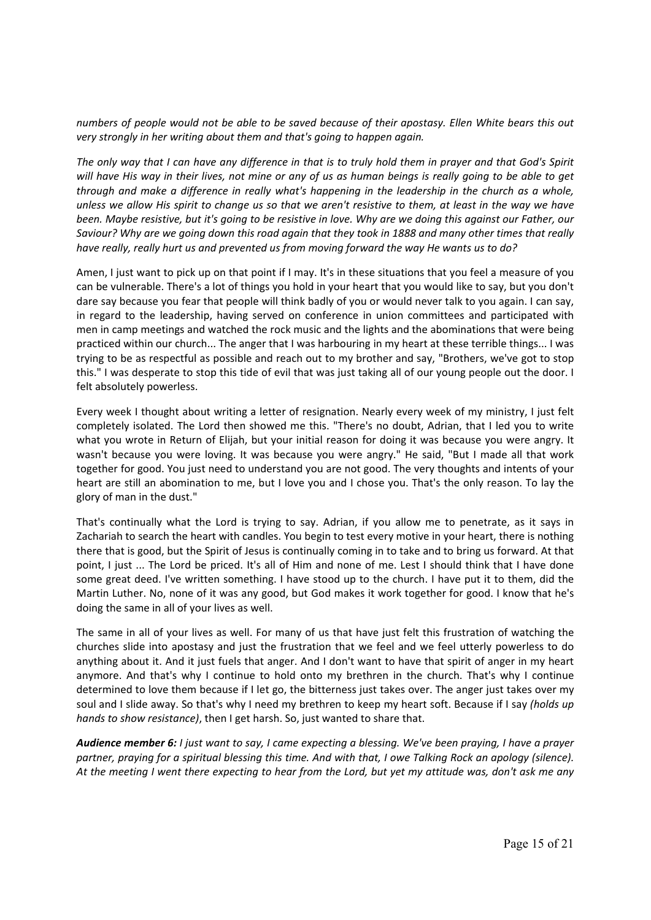*numbers of people would not be able to be saved because of their apostasy. Ellen White bears this out very strongly in her writing about them and that's going to happen again.*

*The only way that I can have any difference in that is to truly hold them in prayer and that God's Spirit will have His way in their lives, not mine or any of us as human beings is really going to be able to get through and make a difference in really what's happening in the leadership in the church as a whole, unless we allow His spirit to change us so that we aren't resistive to them, at least in the way we have been. Maybe resistive, but it's going to be resistive in love. Why are we doing this against our Father, our Saviour? Why are we going down this road again that they took in 1888 and many other times that really have really, really hurt us and prevented us from moving forward the way He wants us to do?*

Amen, I just want to pick up on that point if I may. It's in these situations that you feel a measure of you can be vulnerable. There's a lot of things you hold in your heart that you would like to say, but you don't dare say because you fear that people will think badly of you or would never talk to you again. I can say, in regard to the leadership, having served on conference in union committees and participated with men in camp meetings and watched the rock music and the lights and the abominations that were being practiced within our church... The anger that I was harbouring in my heart at these terrible things... I was trying to be as respectful as possible and reach out to my brother and say, "Brothers, we've got to stop this." I was desperate to stop this tide of evil that was just taking all of our young people out the door. I felt absolutely powerless.

Every week I thought about writing a letter of resignation. Nearly every week of my ministry, I just felt completely isolated. The Lord then showed me this. "There's no doubt, Adrian, that I led you to write what you wrote in Return of Elijah, but your initial reason for doing it was because you were angry. It wasn't because you were loving. It was because you were angry." He said, "But I made all that work together for good. You just need to understand you are not good. The very thoughts and intents of your heart are still an abomination to me, but I love you and I chose you. That's the only reason. To lay the glory of man in the dust."

That's continually what the Lord is trying to say. Adrian, if you allow me to penetrate, as it says in Zachariah to search the heart with candles. You begin to test every motive in your heart, there is nothing there that is good, but the Spirit of Jesus is continually coming in to take and to bring us forward. At that point, I just ... The Lord be priced. It's all of Him and none of me. Lest I should think that I have done some great deed. I've written something. I have stood up to the church. I have put it to them, did the Martin Luther. No, none of it was any good, but God makes it work together for good. I know that he's doing the same in all of your lives as well.

The same in all of your lives as well. For many of us that have just felt this frustration of watching the churches slide into apostasy and just the frustration that we feel and we feel utterly powerless to do anything about it. And it just fuels that anger. And I don't want to have that spirit of anger in my heart anymore. And that's why I continue to hold onto my brethren in the church. That's why I continue determined to love them because if I let go, the bitterness just takes over. The anger just takes over my soul and I slide away. So that's why I need my brethren to keep my heart soft. Because if I say *(holds up hands to show resistance)*, then I get harsh. So, just wanted to share that.

***Audience member 6:*** *I just want to say, I came expecting a blessing. We've been praying, I have a prayer partner, praying for a spiritual blessing this time. And with that, I owe Talking Rock an apology (silence). At the meeting I went there expecting to hear from the Lord, but yet my attitude was, don't ask me any*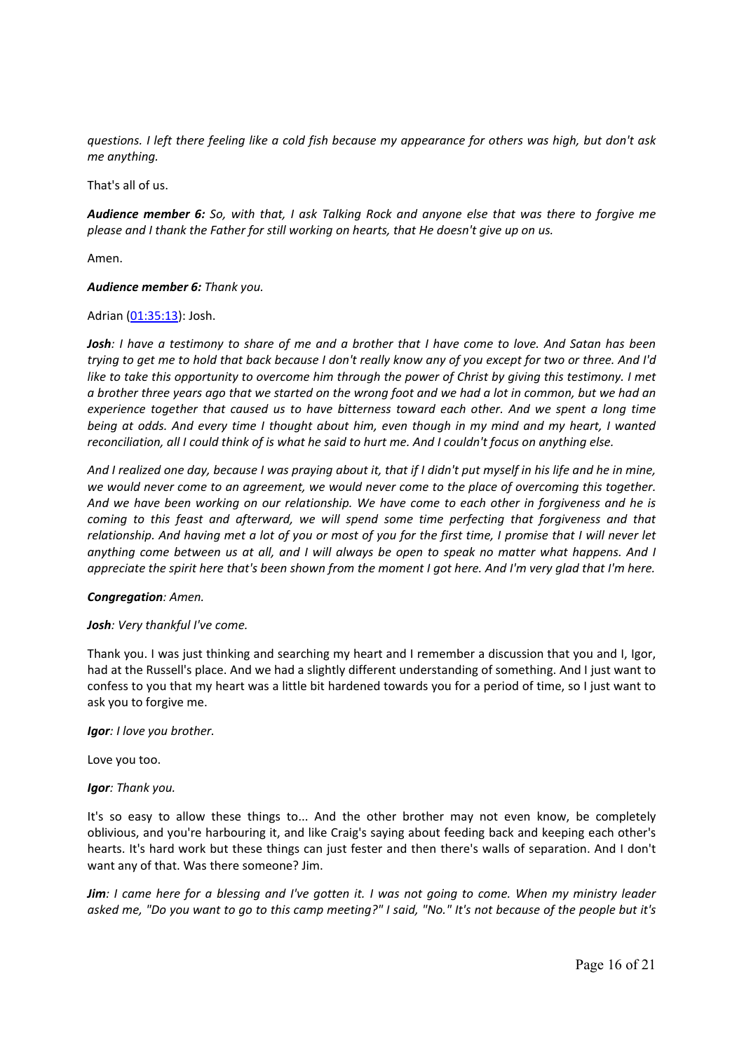*questions. I left there feeling like a cold fish because my appearance for others was high, but don't ask me anything.*

That's all of us.

***Audience member 6:*** *So, with that, I ask Talking Rock and anyone else that was there to forgive me please and I thank the Father for still working on hearts, that He doesn't give up on us.*

Amen.

***Audience member 6:*** *Thank you.*

Adrian ([01:35:13](01:35:13)): Josh.

***Josh****: I have a testimony to share of me and a brother that I have come to love. And Satan has been trying to get me to hold that back because I don't really know any of you except for two or three. And I'd like to take this opportunity to overcome him through the power of Christ by giving this testimony. I met a brother three years ago that we started on the wrong foot and we had a lot in common, but we had an experience together that caused us to have bitterness toward each other. And we spent a long time being at odds. And every time I thought about him, even though in my mind and my heart, I wanted reconciliation, all I could think of is what he said to hurt me. And I couldn't focus on anything else.*

*And I realized one day, because I was praying about it, that if I didn't put myself in his life and he in mine, we would never come to an agreement, we would never come to the place of overcoming this together. And we have been working on our relationship. We have come to each other in forgiveness and he is coming to this feast and afterward, we will spend some time perfecting that forgiveness and that relationship. And having met a lot of you or most of you for the first time, I promise that I will never let anything come between us at all, and I will always be open to speak no matter what happens. And I appreciate the spirit here that's been shown from the moment I got here. And I'm very glad that I'm here.*

***Congregation****: Amen.*

***Josh****: Very thankful I've come.*

Thank you. I was just thinking and searching my heart and I remember a discussion that you and I, Igor, had at the Russell's place. And we had a slightly different understanding of something. And I just want to confess to you that my heart was a little bit hardened towards you for a period of time, so I just want to ask you to forgive me.

***Igor****: I love you brother.*

Love you too.

***Igor****: Thank you.*

It's so easy to allow these things to... And the other brother may not even know, be completely oblivious, and you're harbouring it, and like Craig's saying about feeding back and keeping each other's hearts. It's hard work but these things can just fester and then there's walls of separation. And I don't want any of that. Was there someone? Jim.

***Jim****: I came here for a blessing and I've gotten it. I was not going to come. When my ministry leader asked me, "Do you want to go to this camp meeting?" I said, "No." It's not because of the people but it's*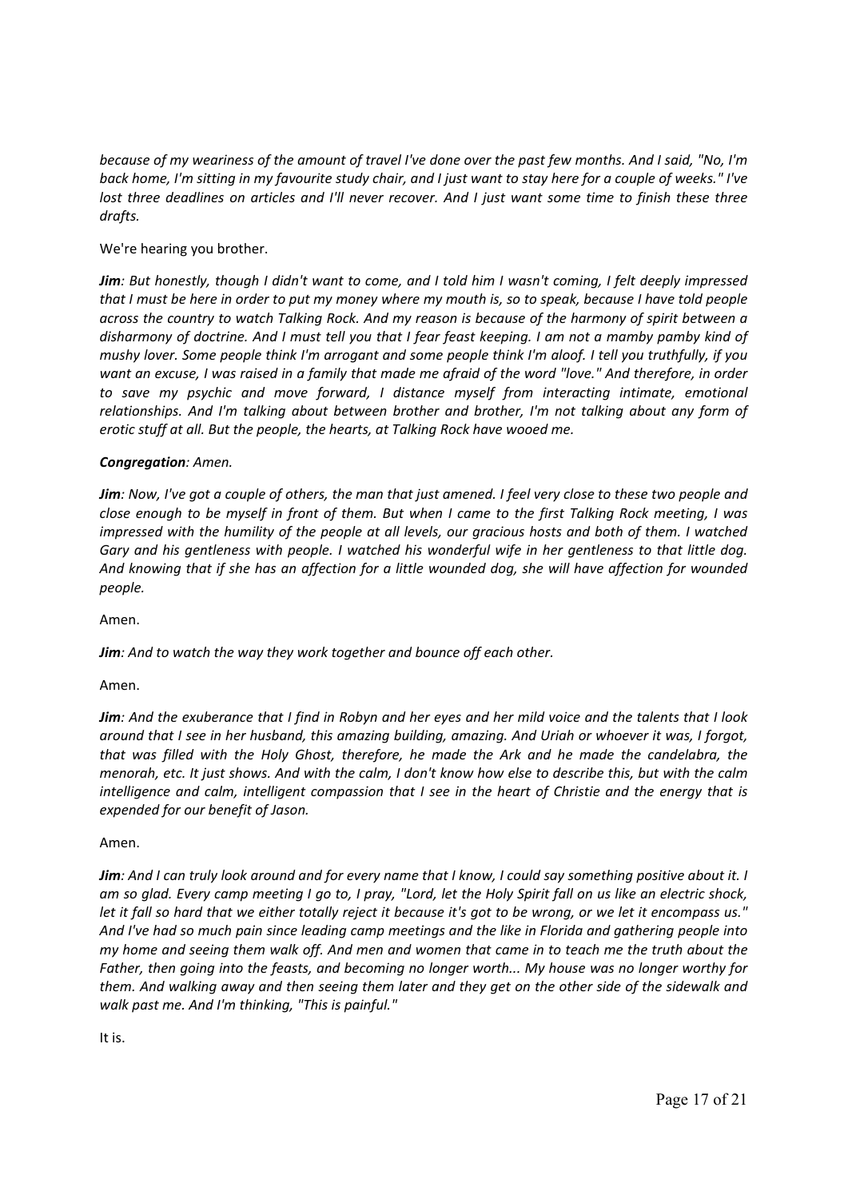*because of my weariness of the amount of travel I've done over the past few months. And I said, "No, I'm back home, I'm sitting in my favourite study chair, and I just want to stay here for a couple of weeks." I've lost three deadlines on articles and I'll never recover. And I just want some time to finish these three drafts.*

We're hearing you brother.

***Jim**: But honestly, though I didn't want to come, and I told him I wasn't coming, I felt deeply impressed that I must be here in order to put my money where my mouth is, so to speak, because I have told people across the country to watch Talking Rock. And my reason is because of the harmony of spirit between a disharmony of doctrine. And I must tell you that I fear feast keeping. I am not a mamby pamby kind of mushy lover. Some people think I'm arrogant and some people think I'm aloof. I tell you truthfully, if you want an excuse, I was raised in a family that made me afraid of the word "love." And therefore, in order to save my psychic and move forward, I distance myself from interacting intimate, emotional relationships. And I'm talking about between brother and brother, I'm not talking about any form of erotic stuff at all. But the people, the hearts, at Talking Rock have wooed me.*

***Congregation**: Amen.*

***Jim**: Now, I've got a couple of others, the man that just amened. I feel very close to these two people and close enough to be myself in front of them. But when I came to the first Talking Rock meeting, I was impressed with the humility of the people at all levels, our gracious hosts and both of them. I watched Gary and his gentleness with people. I watched his wonderful wife in her gentleness to that little dog. And knowing that if she has an affection for a little wounded dog, she will have affection for wounded people.*

Amen.

***Jim**: And to watch the way they work together and bounce off each other.*

Amen.

***Jim**: And the exuberance that I find in Robyn and her eyes and her mild voice and the talents that I look around that I see in her husband, this amazing building, amazing. And Uriah or whoever it was, I forgot, that was filled with the Holy Ghost, therefore, he made the Ark and he made the candelabra, the menorah, etc. It just shows. And with the calm, I don't know how else to describe this, but with the calm intelligence and calm, intelligent compassion that I see in the heart of Christie and the energy that is expended for our benefit of Jason.*

Amen.

***Jim**: And I can truly look around and for every name that I know, I could say something positive about it. I am so glad. Every camp meeting I go to, I pray, "Lord, let the Holy Spirit fall on us like an electric shock, let it fall so hard that we either totally reject it because it's got to be wrong, or we let it encompass us." And I've had so much pain since leading camp meetings and the like in Florida and gathering people into my home and seeing them walk off. And men and women that came in to teach me the truth about the Father, then going into the feasts, and becoming no longer worth... My house was no longer worthy for them. And walking away and then seeing them later and they get on the other side of the sidewalk and walk past me. And I'm thinking, "This is painful."*

It is.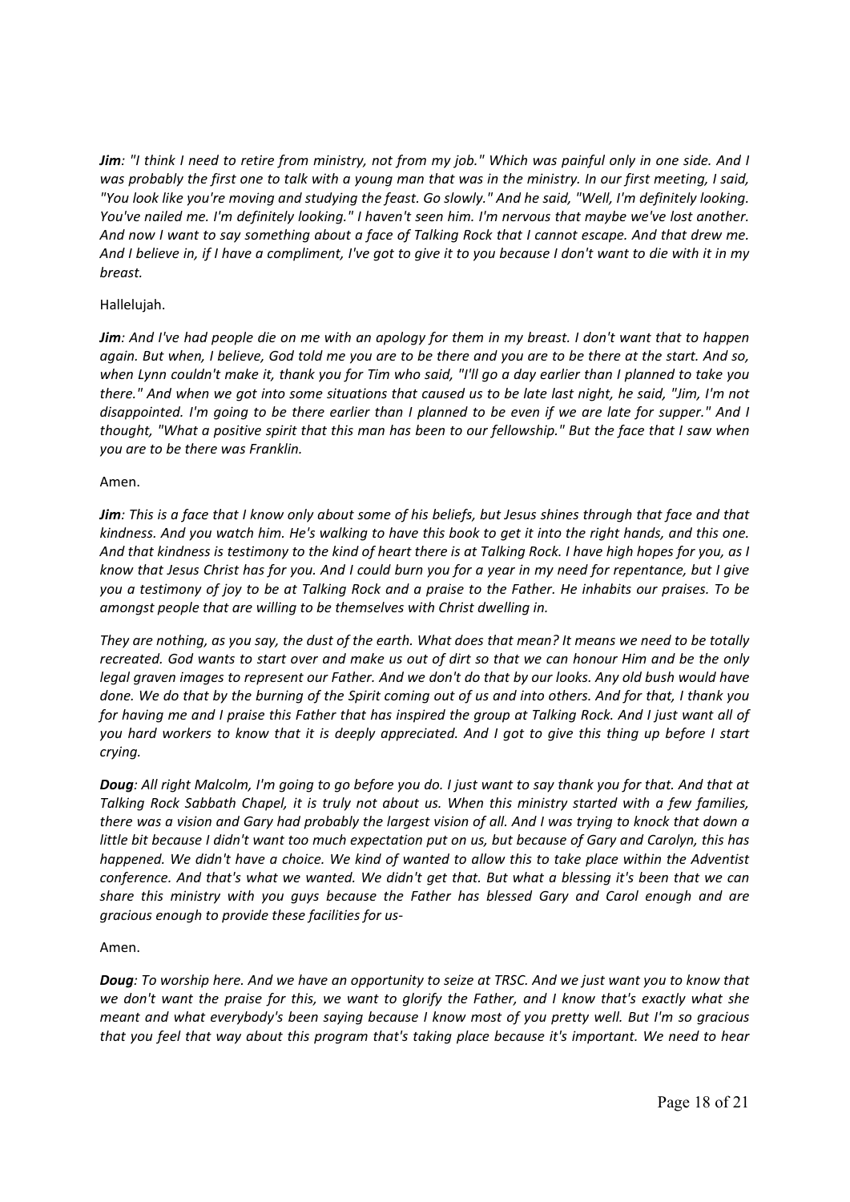***Jim**: "I think I need to retire from ministry, not from my job." Which was painful only in one side. And I was probably the first one to talk with a young man that was in the ministry. In our first meeting, I said, "You look like you're moving and studying the feast. Go slowly." And he said, "Well, I'm definitely looking. You've nailed me. I'm definitely looking." I haven't seen him. I'm nervous that maybe we've lost another. And now I want to say something about a face of Talking Rock that I cannot escape. And that drew me. And I believe in, if I have a compliment, I've got to give it to you because I don't want to die with it in my breast.*

Hallelujah.

***Jim**: And I've had people die on me with an apology for them in my breast. I don't want that to happen again. But when, I believe, God told me you are to be there and you are to be there at the start. And so, when Lynn couldn't make it, thank you for Tim who said, "I'll go a day earlier than I planned to take you there." And when we got into some situations that caused us to be late last night, he said, "Jim, I'm not disappointed. I'm going to be there earlier than I planned to be even if we are late for supper." And I thought, "What a positive spirit that this man has been to our fellowship." But the face that I saw when you are to be there was Franklin.*

Amen.

***Jim**: This is a face that I know only about some of his beliefs, but Jesus shines through that face and that kindness. And you watch him. He's walking to have this book to get it into the right hands, and this one. And that kindness is testimony to the kind of heart there is at Talking Rock. I have high hopes for you, as I know that Jesus Christ has for you. And I could burn you for a year in my need for repentance, but I give you a testimony of joy to be at Talking Rock and a praise to the Father. He inhabits our praises. To be amongst people that are willing to be themselves with Christ dwelling in.*

*They are nothing, as you say, the dust of the earth. What does that mean? It means we need to be totally recreated. God wants to start over and make us out of dirt so that we can honour Him and be the only legal graven images to represent our Father. And we don't do that by our looks. Any old bush would have done. We do that by the burning of the Spirit coming out of us and into others. And for that, I thank you for having me and I praise this Father that has inspired the group at Talking Rock. And I just want all of you hard workers to know that it is deeply appreciated. And I got to give this thing up before I start crying.*

***Doug**: All right Malcolm, I'm going to go before you do. I just want to say thank you for that. And that at Talking Rock Sabbath Chapel, it is truly not about us. When this ministry started with a few families, there was a vision and Gary had probably the largest vision of all. And I was trying to knock that down a little bit because I didn't want too much expectation put on us, but because of Gary and Carolyn, this has happened. We didn't have a choice. We kind of wanted to allow this to take place within the Adventist conference. And that's what we wanted. We didn't get that. But what a blessing it's been that we can share this ministry with you guys because the Father has blessed Gary and Carol enough and are gracious enough to provide these facilities for us-*

Amen.

***Doug**: To worship here. And we have an opportunity to seize at TRSC. And we just want you to know that we don't want the praise for this, we want to glorify the Father, and I know that's exactly what she meant and what everybody's been saying because I know most of you pretty well. But I'm so gracious that you feel that way about this program that's taking place because it's important. We need to hear*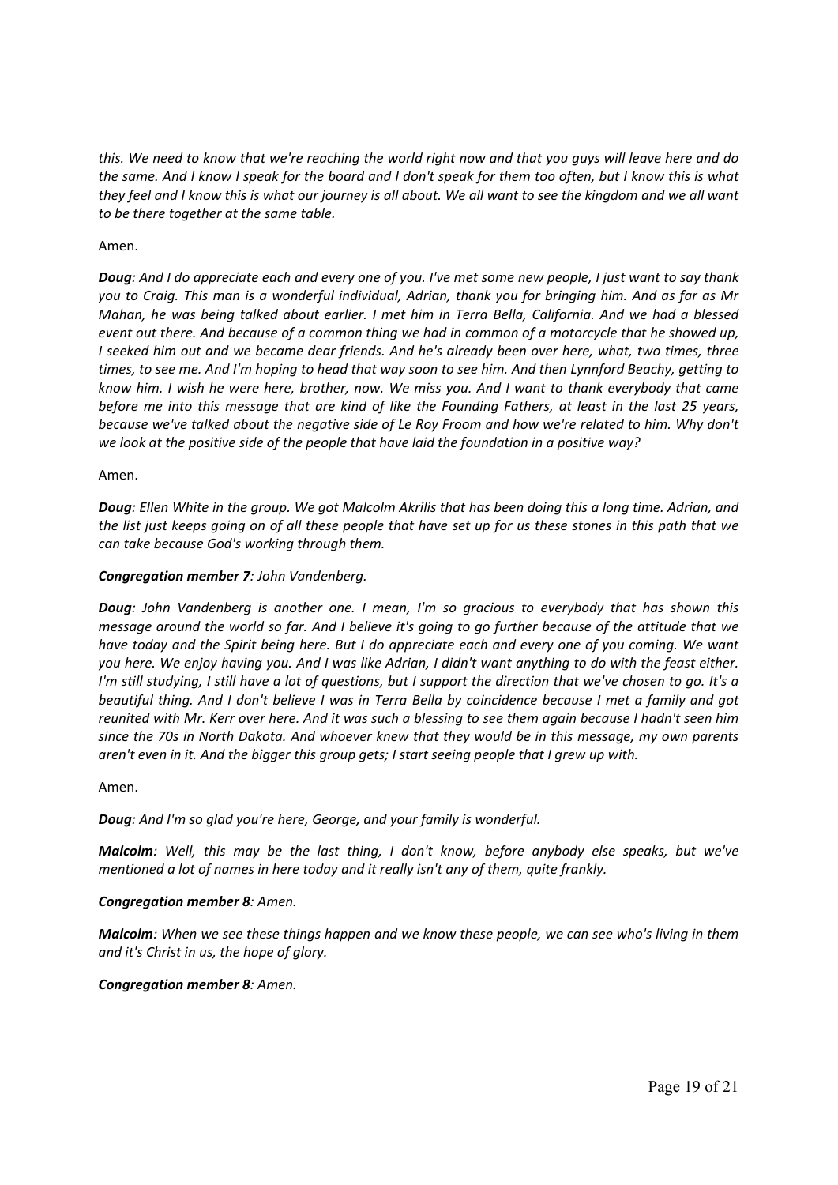*this. We need to know that we're reaching the world right now and that you guys will leave here and do the same. And I know I speak for the board and I don't speak for them too often, but I know this is what they feel and I know this is what our journey is all about. We all want to see the kingdom and we all want to be there together at the same table.*

Amen.

***Doug**: And I do appreciate each and every one of you. I've met some new people, I just want to say thank you to Craig. This man is a wonderful individual, Adrian, thank you for bringing him. And as far as Mr Mahan, he was being talked about earlier. I met him in Terra Bella, California. And we had a blessed event out there. And because of a common thing we had in common of a motorcycle that he showed up, I seeked him out and we became dear friends. And he's already been over here, what, two times, three times, to see me. And I'm hoping to head that way soon to see him. And then Lynnford Beachy, getting to know him. I wish he were here, brother, now. We miss you. And I want to thank everybody that came before me into this message that are kind of like the Founding Fathers, at least in the last 25 years, because we've talked about the negative side of Le Roy Froom and how we're related to him. Why don't we look at the positive side of the people that have laid the foundation in a positive way?*

Amen.

***Doug**: Ellen White in the group. We got Malcolm Akrilis that has been doing this a long time. Adrian, and the list just keeps going on of all these people that have set up for us these stones in this path that we can take because God's working through them.*

***Congregation member 7**: John Vandenberg.*

***Doug**: John Vandenberg is another one. I mean, I'm so gracious to everybody that has shown this message around the world so far. And I believe it's going to go further because of the attitude that we have today and the Spirit being here. But I do appreciate each and every one of you coming. We want you here. We enjoy having you. And I was like Adrian, I didn't want anything to do with the feast either. I'm still studying, I still have a lot of questions, but I support the direction that we've chosen to go. It's a beautiful thing. And I don't believe I was in Terra Bella by coincidence because I met a family and got reunited with Mr. Kerr over here. And it was such a blessing to see them again because I hadn't seen him since the 70s in North Dakota. And whoever knew that they would be in this message, my own parents aren't even in it. And the bigger this group gets; I start seeing people that I grew up with.*

Amen.

***Doug**: And I'm so glad you're here, George, and your family is wonderful.*

***Malcolm**: Well, this may be the last thing, I don't know, before anybody else speaks, but we've mentioned a lot of names in here today and it really isn't any of them, quite frankly.*

***Congregation member 8**: Amen.*

***Malcolm**: When we see these things happen and we know these people, we can see who's living in them and it's Christ in us, the hope of glory.*

***Congregation member 8**: Amen.*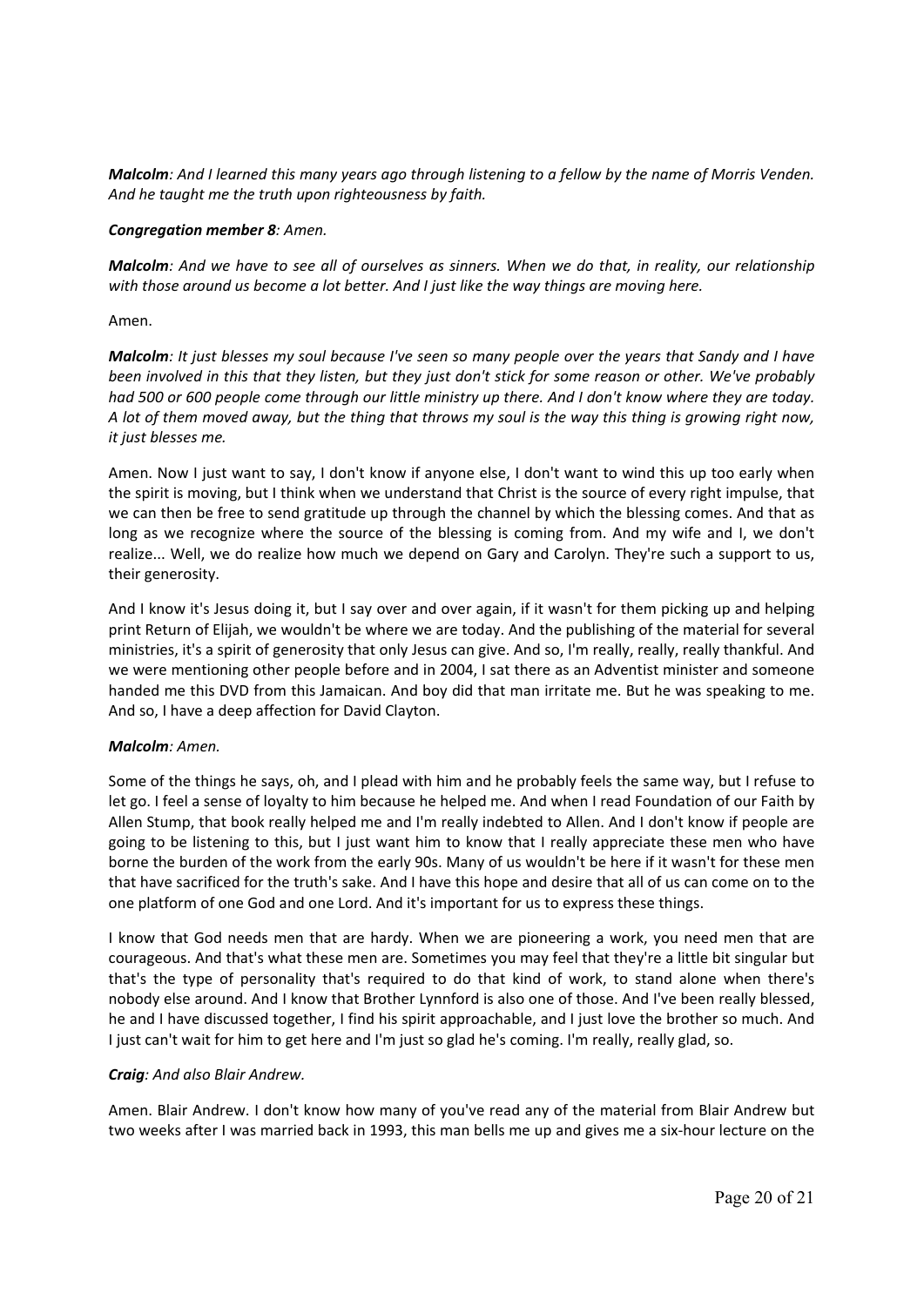***Malcolm**: And I learned this many years ago through listening to a fellow by the name of Morris Venden. And he taught me the truth upon righteousness by faith.*

***Congregation member 8**: Amen.*

***Malcolm**: And we have to see all of ourselves as sinners. When we do that, in reality, our relationship with those around us become a lot better. And I just like the way things are moving here.*

Amen.

***Malcolm**: It just blesses my soul because I've seen so many people over the years that Sandy and I have been involved in this that they listen, but they just don't stick for some reason or other. We've probably had 500 or 600 people come through our little ministry up there. And I don't know where they are today. A lot of them moved away, but the thing that throws my soul is the way this thing is growing right now, it just blesses me.*

Amen. Now I just want to say, I don't know if anyone else, I don't want to wind this up too early when the spirit is moving, but I think when we understand that Christ is the source of every right impulse, that we can then be free to send gratitude up through the channel by which the blessing comes. And that as long as we recognize where the source of the blessing is coming from. And my wife and I, we don't realize... Well, we do realize how much we depend on Gary and Carolyn. They're such a support to us, their generosity.

And I know it's Jesus doing it, but I say over and over again, if it wasn't for them picking up and helping print Return of Elijah, we wouldn't be where we are today. And the publishing of the material for several ministries, it's a spirit of generosity that only Jesus can give. And so, I'm really, really, really thankful. And we were mentioning other people before and in 2004, I sat there as an Adventist minister and someone handed me this DVD from this Jamaican. And boy did that man irritate me. But he was speaking to me. And so, I have a deep affection for David Clayton.

***Malcolm**: Amen.*

Some of the things he says, oh, and I plead with him and he probably feels the same way, but I refuse to let go. I feel a sense of loyalty to him because he helped me. And when I read Foundation of our Faith by Allen Stump, that book really helped me and I'm really indebted to Allen. And I don't know if people are going to be listening to this, but I just want him to know that I really appreciate these men who have borne the burden of the work from the early 90s. Many of us wouldn't be here if it wasn't for these men that have sacrificed for the truth's sake. And I have this hope and desire that all of us can come on to the one platform of one God and one Lord. And it's important for us to express these things.

I know that God needs men that are hardy. When we are pioneering a work, you need men that are courageous. And that's what these men are. Sometimes you may feel that they're a little bit singular but that's the type of personality that's required to do that kind of work, to stand alone when there's nobody else around. And I know that Brother Lynnford is also one of those. And I've been really blessed, he and I have discussed together, I find his spirit approachable, and I just love the brother so much. And I just can't wait for him to get here and I'm just so glad he's coming. I'm really, really glad, so.

***Craig**: And also Blair Andrew.*

Amen. Blair Andrew. I don't know how many of you've read any of the material from Blair Andrew but two weeks after I was married back in 1993, this man bells me up and gives me a six-hour lecture on the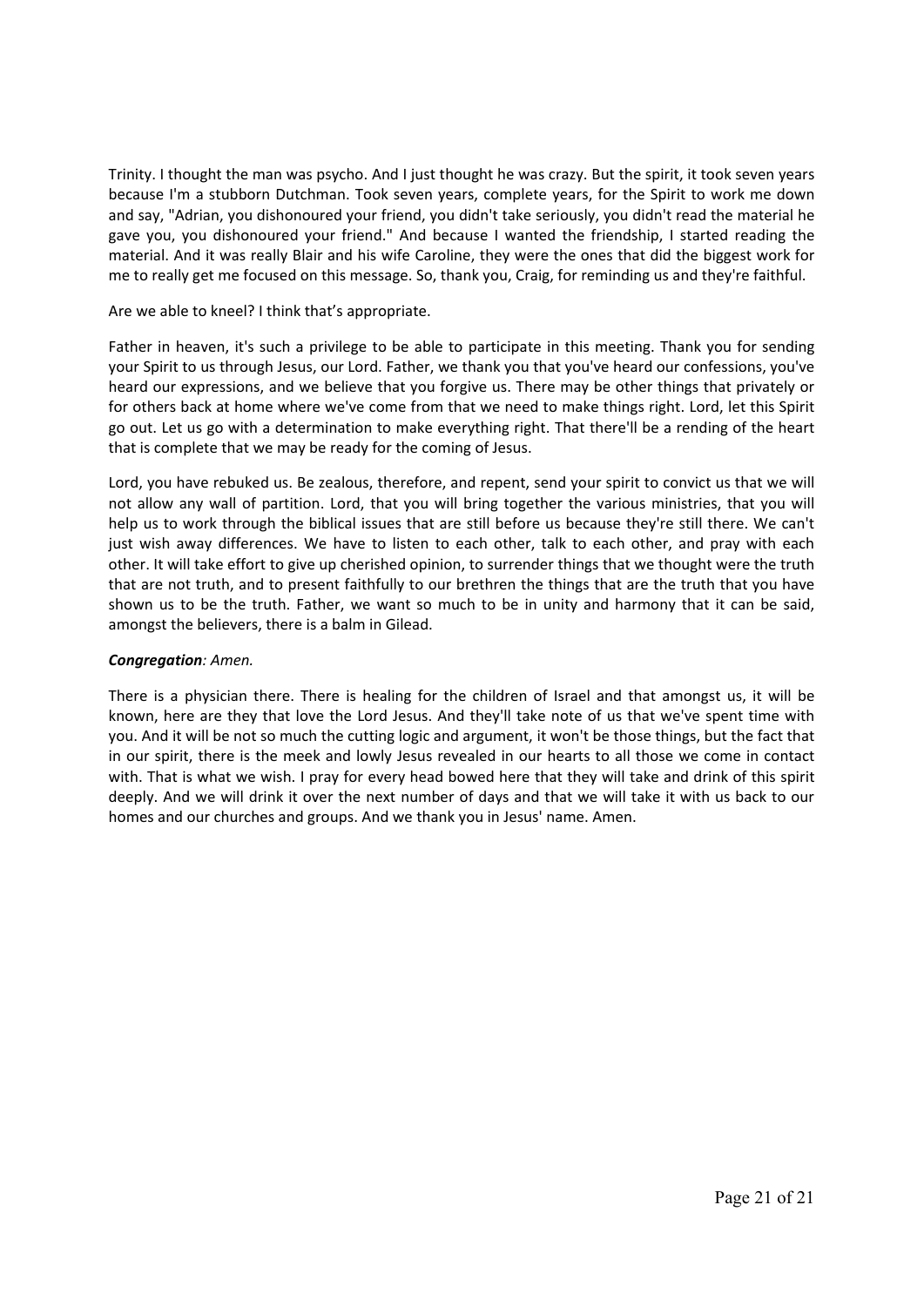Trinity. I thought the man was psycho. And I just thought he was crazy. But the spirit, it took seven years because I'm a stubborn Dutchman. Took seven years, complete years, for the Spirit to work me down and say, "Adrian, you dishonoured your friend, you didn't take seriously, you didn't read the material he gave you, you dishonoured your friend." And because I wanted the friendship, I started reading the material. And it was really Blair and his wife Caroline, they were the ones that did the biggest work for me to really get me focused on this message. So, thank you, Craig, for reminding us and they're faithful.

Are we able to kneel? I think that's appropriate.

Father in heaven, it's such a privilege to be able to participate in this meeting. Thank you for sending your Spirit to us through Jesus, our Lord. Father, we thank you that you've heard our confessions, you've heard our expressions, and we believe that you forgive us. There may be other things that privately or for others back at home where we've come from that we need to make things right. Lord, let this Spirit go out. Let us go with a determination to make everything right. That there'll be a rending of the heart that is complete that we may be ready for the coming of Jesus.

Lord, you have rebuked us. Be zealous, therefore, and repent, send your spirit to convict us that we will not allow any wall of partition. Lord, that you will bring together the various ministries, that you will help us to work through the biblical issues that are still before us because they're still there. We can't just wish away differences. We have to listen to each other, talk to each other, and pray with each other. It will take effort to give up cherished opinion, to surrender things that we thought were the truth that are not truth, and to present faithfully to our brethren the things that are the truth that you have shown us to be the truth. Father, we want so much to be in unity and harmony that it can be said, amongst the believers, there is a balm in Gilead.

***Congregation****: Amen.*

There is a physician there. There is healing for the children of Israel and that amongst us, it will be known, here are they that love the Lord Jesus. And they'll take note of us that we've spent time with you. And it will be not so much the cutting logic and argument, it won't be those things, but the fact that in our spirit, there is the meek and lowly Jesus revealed in our hearts to all those we come in contact with. That is what we wish. I pray for every head bowed here that they will take and drink of this spirit deeply. And we will drink it over the next number of days and that we will take it with us back to our homes and our churches and groups. And we thank you in Jesus' name. Amen.